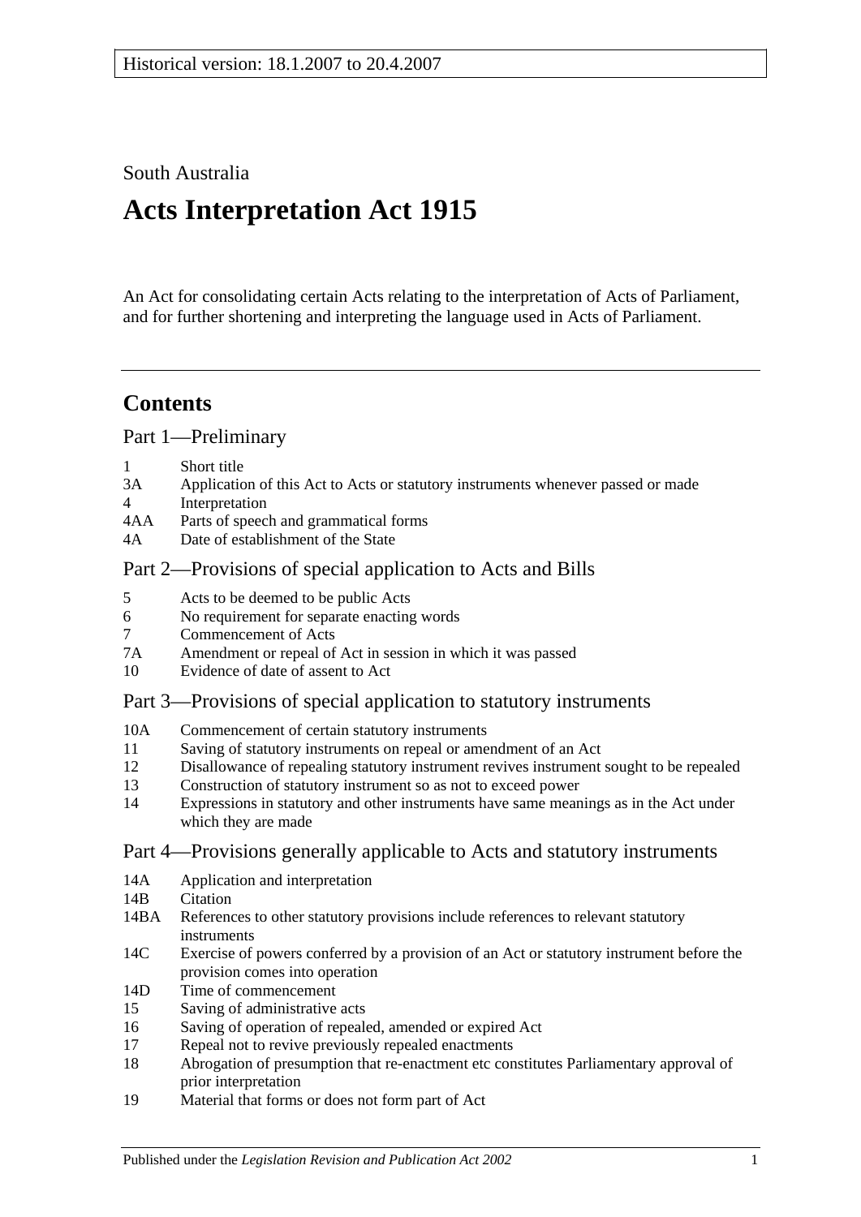Historical version: 18.1.2007 to 20.4.2007

South Australia

# Acts Interpretation Act 1915

An Act for consolidating certain Acts relating to the interpretation of Acts of Parliament, and for further shortening and interpreting the language used in Acts of Parliament.

## Contents

### Part 1—Preliminary

1 Short title
3A Application of this Act to Acts or statutory instruments whenever passed or made
4 Interpretation
4AA Parts of speech and grammatical forms
4A Date of establishment of the State

### Part 2—Provisions of special application to Acts and Bills

5 Acts to be deemed to be public Acts
6 No requirement for separate enacting words
7 Commencement of Acts
7A Amendment or repeal of Act in session in which it was passed
10 Evidence of date of assent to Act

### Part 3—Provisions of special application to statutory instruments

10A Commencement of certain statutory instruments
11 Saving of statutory instruments on repeal or amendment of an Act
12 Disallowance of repealing statutory instrument revives instrument sought to be repealed
13 Construction of statutory instrument so as not to exceed power
14 Expressions in statutory and other instruments have same meanings as in the Act under which they are made

### Part 4—Provisions generally applicable to Acts and statutory instruments

14A Application and interpretation
14B Citation
14BA References to other statutory provisions include references to relevant statutory instruments
14C Exercise of powers conferred by a provision of an Act or statutory instrument before the provision comes into operation
14D Time of commencement
15 Saving of administrative acts
16 Saving of operation of repealed, amended or expired Act
17 Repeal not to revive previously repealed enactments
18 Abrogation of presumption that re-enactment etc constitutes Parliamentary approval of prior interpretation
19 Material that forms or does not form part of Act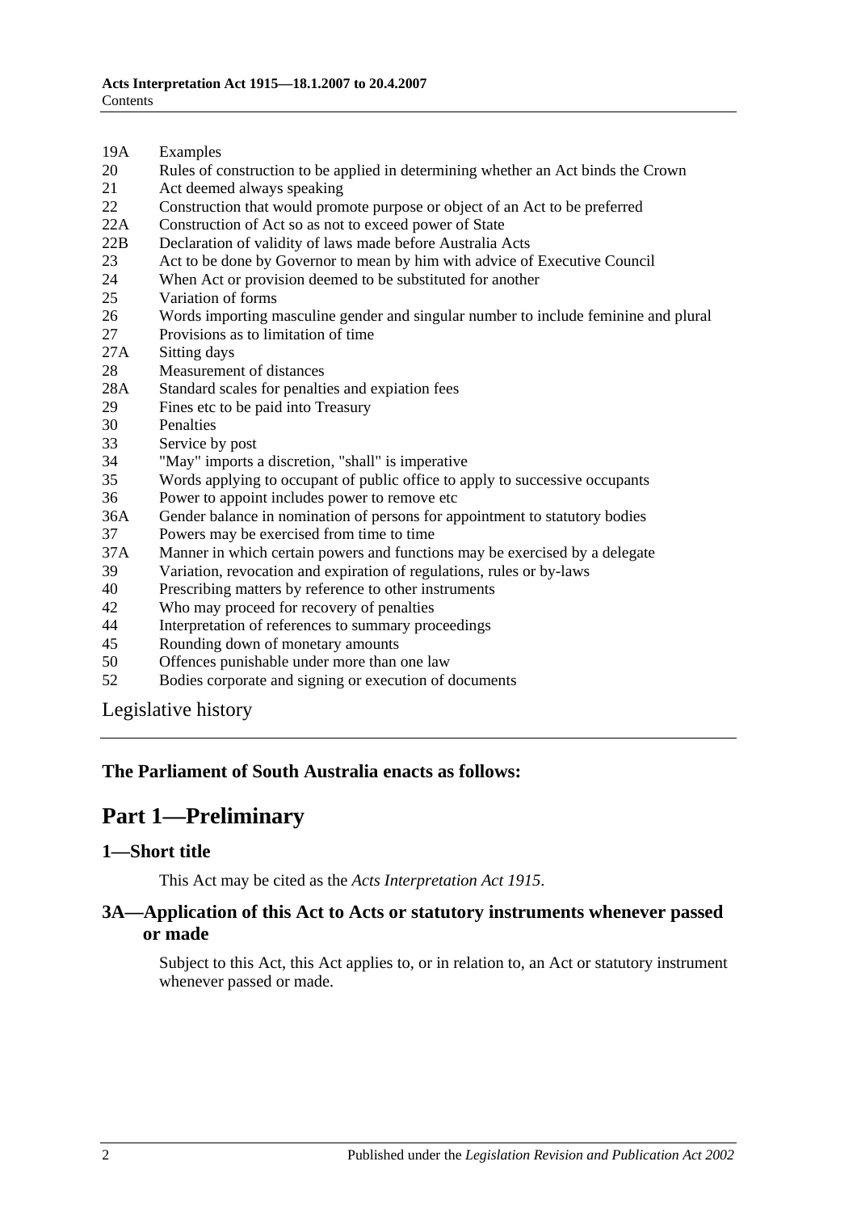19A Examples
20 Rules of construction to be applied in determining whether an Act binds the Crown
21 Act deemed always speaking
22 Construction that would promote purpose or object of an Act to be preferred
22A Construction of Act so as not to exceed power of State
22B Declaration of validity of laws made before Australia Acts
23 Act to be done by Governor to mean by him with advice of Executive Council
24 When Act or provision deemed to be substituted for another
25 Variation of forms
26 Words importing masculine gender and singular number to include feminine and plural
27 Provisions as to limitation of time
27A Sitting days
28 Measurement of distances
28A Standard scales for penalties and expiation fees
29 Fines etc to be paid into Treasury
30 Penalties
33 Service by post
34 "May" imports a discretion, "shall" is imperative
35 Words applying to occupant of public office to apply to successive occupants
36 Power to appoint includes power to remove etc
36A Gender balance in nomination of persons for appointment to statutory bodies
37 Powers may be exercised from time to time
37A Manner in which certain powers and functions may be exercised by a delegate
39 Variation, revocation and expiration of regulations, rules or by-laws
40 Prescribing matters by reference to other instruments
42 Who may proceed for recovery of penalties
44 Interpretation of references to summary proceedings
45 Rounding down of monetary amounts
50 Offences punishable under more than one law
52 Bodies corporate and signing or execution of documents

Legislative history

**The Parliament of South Australia enacts as follows:**

# Part 1—Preliminary

## 1—Short title

This Act may be cited as the *Acts Interpretation Act 1915*.

## 3A—Application of this Act to Acts or statutory instruments whenever passed or made

Subject to this Act, this Act applies to, or in relation to, an Act or statutory instrument whenever passed or made.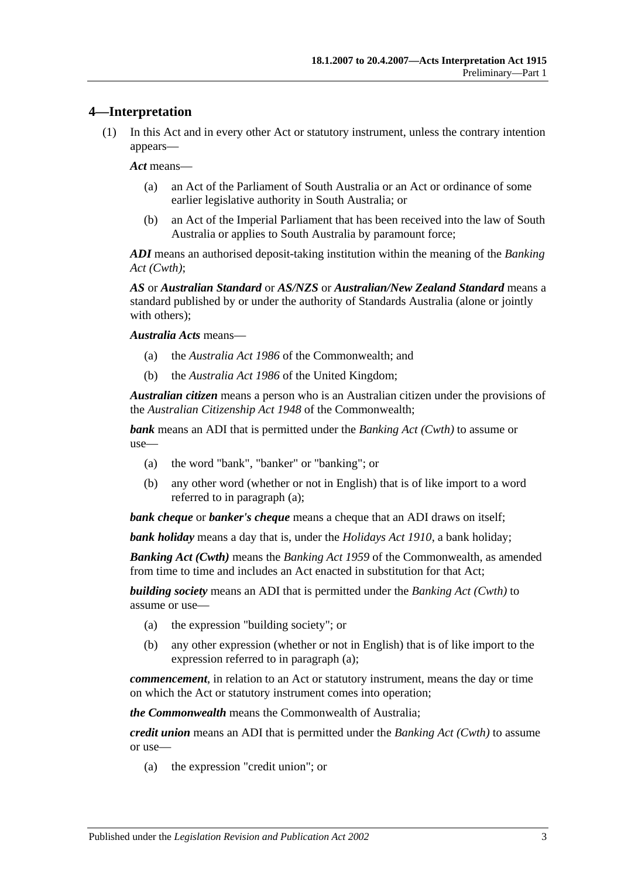## 4—Interpretation

(1) In this Act and in every other Act or statutory instrument, unless the contrary intention appears—

***Act*** means—

(a) an Act of the Parliament of South Australia or an Act or ordinance of some earlier legislative authority in South Australia; or

(b) an Act of the Imperial Parliament that has been received into the law of South Australia or applies to South Australia by paramount force;

***ADI*** means an authorised deposit-taking institution within the meaning of the *Banking Act (Cwth)*;

***AS*** or ***Australian Standard*** or ***AS/NZS*** or ***Australian/New Zealand Standard*** means a standard published by or under the authority of Standards Australia (alone or jointly with others);

***Australia Acts*** means—

(a) the *Australia Act 1986* of the Commonwealth; and

(b) the *Australia Act 1986* of the United Kingdom;

***Australian citizen*** means a person who is an Australian citizen under the provisions of the *Australian Citizenship Act 1948* of the Commonwealth;

***bank*** means an ADI that is permitted under the *Banking Act (Cwth)* to assume or use—

(a) the word "bank", "banker" or "banking"; or

(b) any other word (whether or not in English) that is of like import to a word referred to in paragraph (a);

***bank cheque*** or ***banker's cheque*** means a cheque that an ADI draws on itself;

***bank holiday*** means a day that is, under the *Holidays Act 1910*, a bank holiday;

***Banking Act (Cwth)*** means the *Banking Act 1959* of the Commonwealth, as amended from time to time and includes an Act enacted in substitution for that Act;

***building society*** means an ADI that is permitted under the *Banking Act (Cwth)* to assume or use—

(a) the expression "building society"; or

(b) any other expression (whether or not in English) that is of like import to the expression referred to in paragraph (a);

***commencement***, in relation to an Act or statutory instrument, means the day or time on which the Act or statutory instrument comes into operation;

***the Commonwealth*** means the Commonwealth of Australia;

***credit union*** means an ADI that is permitted under the *Banking Act (Cwth)* to assume or use—

(a) the expression "credit union"; or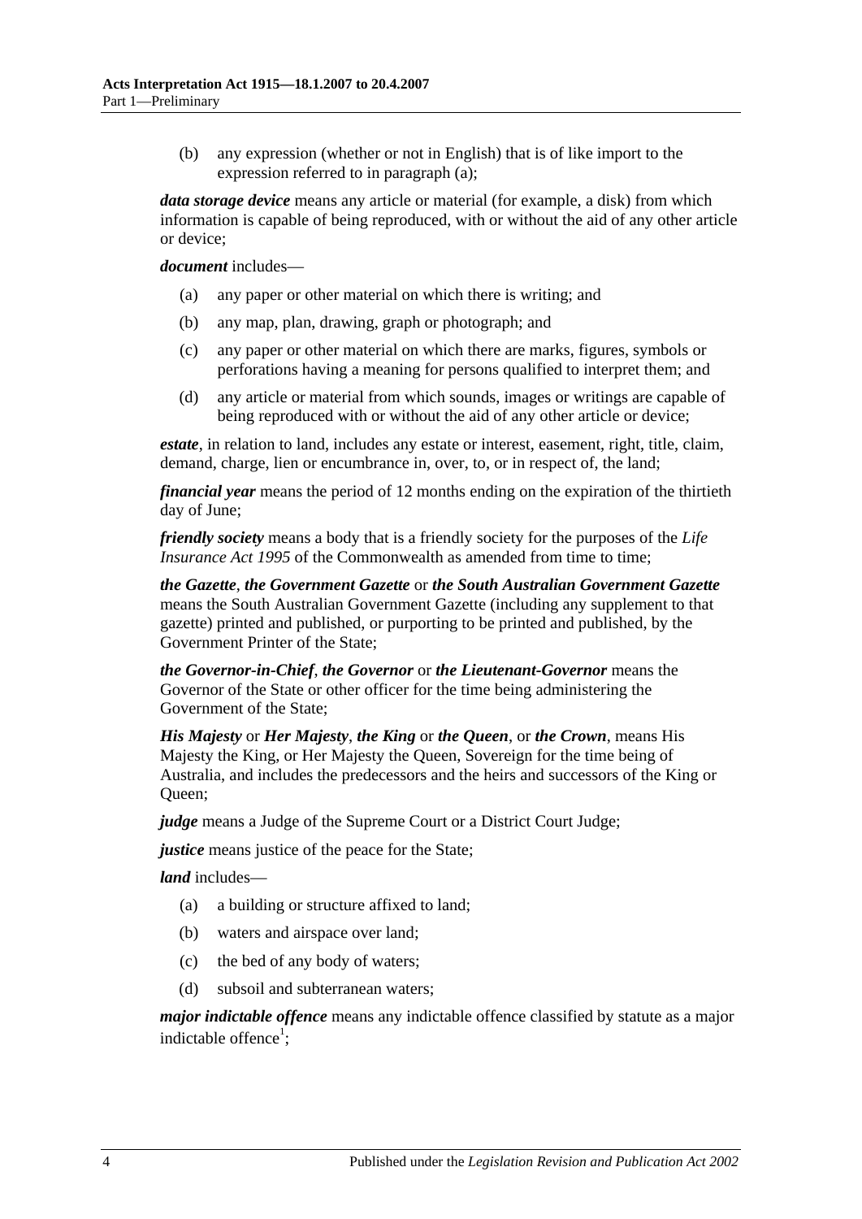(b) any expression (whether or not in English) that is of like import to the expression referred to in paragraph (a);

***data storage device*** means any article or material (for example, a disk) from which information is capable of being reproduced, with or without the aid of any other article or device;

***document*** includes—

(a) any paper or other material on which there is writing; and

(b) any map, plan, drawing, graph or photograph; and

(c) any paper or other material on which there are marks, figures, symbols or perforations having a meaning for persons qualified to interpret them; and

(d) any article or material from which sounds, images or writings are capable of being reproduced with or without the aid of any other article or device;

***estate***, in relation to land, includes any estate or interest, easement, right, title, claim, demand, charge, lien or encumbrance in, over, to, or in respect of, the land;

***financial year*** means the period of 12 months ending on the expiration of the thirtieth day of June;

***friendly society*** means a body that is a friendly society for the purposes of the *Life Insurance Act 1995* of the Commonwealth as amended from time to time;

***the Gazette***, ***the Government Gazette*** or ***the South Australian Government Gazette*** means the South Australian Government Gazette (including any supplement to that gazette) printed and published, or purporting to be printed and published, by the Government Printer of the State;

***the Governor-in-Chief***, ***the Governor*** or ***the Lieutenant-Governor*** means the Governor of the State or other officer for the time being administering the Government of the State;

***His Majesty*** or ***Her Majesty***, ***the King*** or ***the Queen***, or ***the Crown***, means His Majesty the King, or Her Majesty the Queen, Sovereign for the time being of Australia, and includes the predecessors and the heirs and successors of the King or Queen;

***judge*** means a Judge of the Supreme Court or a District Court Judge;

***justice*** means justice of the peace for the State;

***land*** includes—

(a) a building or structure affixed to land;

(b) waters and airspace over land;

(c) the bed of any body of waters;

(d) subsoil and subterranean waters;

***major indictable offence*** means any indictable offence classified by statute as a major indictable offence[1];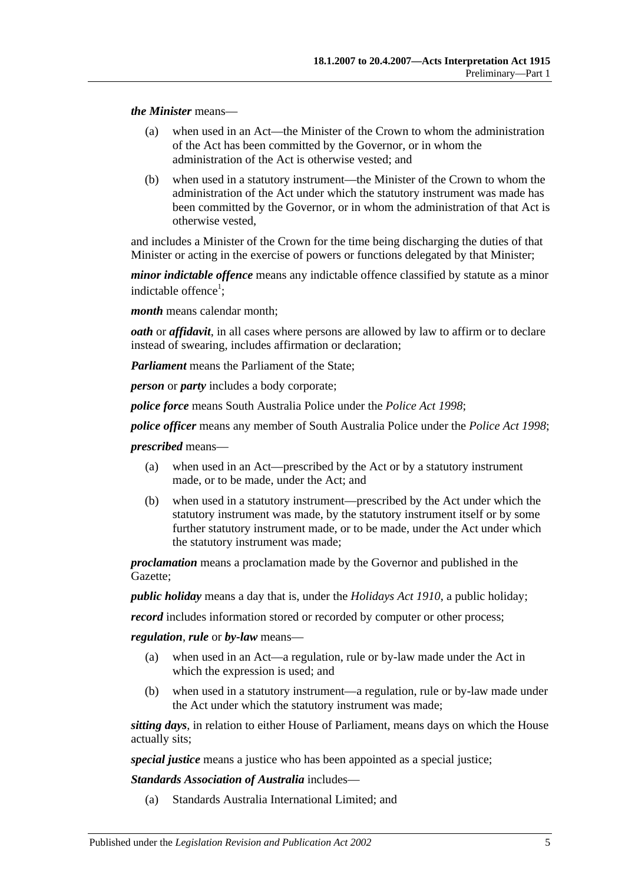***the Minister*** means—

(a) when used in an Act—the Minister of the Crown to whom the administration of the Act has been committed by the Governor, or in whom the administration of the Act is otherwise vested; and

(b) when used in a statutory instrument—the Minister of the Crown to whom the administration of the Act under which the statutory instrument was made has been committed by the Governor, or in whom the administration of that Act is otherwise vested,

and includes a Minister of the Crown for the time being discharging the duties of that Minister or acting in the exercise of powers or functions delegated by that Minister;

***minor indictable offence*** means any indictable offence classified by statute as a minor indictable offence[1];

***month*** means calendar month;

***oath*** or ***affidavit***, in all cases where persons are allowed by law to affirm or to declare instead of swearing, includes affirmation or declaration;

***Parliament*** means the Parliament of the State;

***person*** or ***party*** includes a body corporate;

***police force*** means South Australia Police under the *Police Act 1998*;

***police officer*** means any member of South Australia Police under the *Police Act 1998*;

***prescribed*** means—

(a) when used in an Act—prescribed by the Act or by a statutory instrument made, or to be made, under the Act; and

(b) when used in a statutory instrument—prescribed by the Act under which the statutory instrument was made, by the statutory instrument itself or by some further statutory instrument made, or to be made, under the Act under which the statutory instrument was made;

***proclamation*** means a proclamation made by the Governor and published in the Gazette;

***public holiday*** means a day that is, under the *Holidays Act 1910*, a public holiday;

***record*** includes information stored or recorded by computer or other process;

***regulation***, ***rule*** or ***by-law*** means—

(a) when used in an Act—a regulation, rule or by-law made under the Act in which the expression is used; and

(b) when used in a statutory instrument—a regulation, rule or by-law made under the Act under which the statutory instrument was made;

***sitting days***, in relation to either House of Parliament, means days on which the House actually sits;

***special justice*** means a justice who has been appointed as a special justice;

***Standards Association of Australia*** includes—

(a) Standards Australia International Limited; and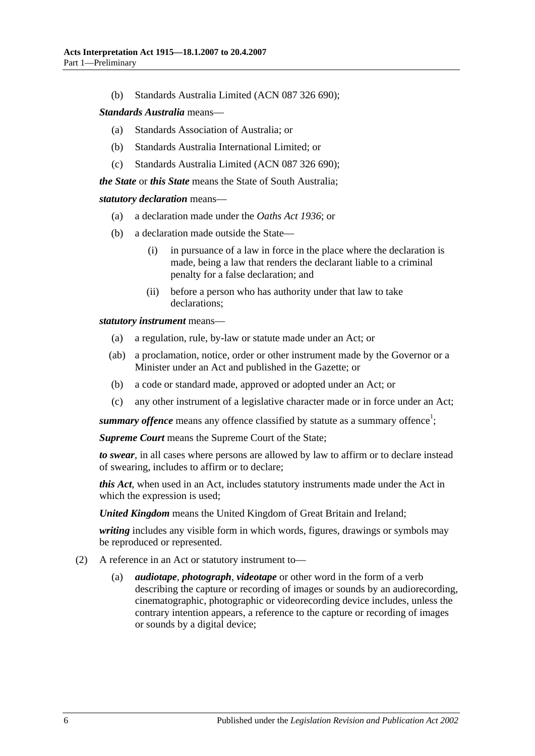(b) Standards Australia Limited (ACN 087 326 690);

***Standards Australia*** means—

(a) Standards Association of Australia; or

(b) Standards Australia International Limited; or

(c) Standards Australia Limited (ACN 087 326 690);

***the State*** or ***this State*** means the State of South Australia;

***statutory declaration*** means—

(a) a declaration made under the *Oaths Act 1936*; or

(b) a declaration made outside the State—

(i) in pursuance of a law in force in the place where the declaration is made, being a law that renders the declarant liable to a criminal penalty for a false declaration; and

(ii) before a person who has authority under that law to take declarations;

***statutory instrument*** means—

(a) a regulation, rule, by-law or statute made under an Act; or

(ab) a proclamation, notice, order or other instrument made by the Governor or a Minister under an Act and published in the Gazette; or

(b) a code or standard made, approved or adopted under an Act; or

(c) any other instrument of a legislative character made or in force under an Act;

***summary offence*** means any offence classified by statute as a summary offence[1];

***Supreme Court*** means the Supreme Court of the State;

***to swear***, in all cases where persons are allowed by law to affirm or to declare instead of swearing, includes to affirm or to declare;

***this Act***, when used in an Act, includes statutory instruments made under the Act in which the expression is used;

***United Kingdom*** means the United Kingdom of Great Britain and Ireland;

***writing*** includes any visible form in which words, figures, drawings or symbols may be reproduced or represented.

(2) A reference in an Act or statutory instrument to—

(a) ***audiotape***, ***photograph***, ***videotape*** or other word in the form of a verb describing the capture or recording of images or sounds by an audiorecording, cinematographic, photographic or videorecording device includes, unless the contrary intention appears, a reference to the capture or recording of images or sounds by a digital device;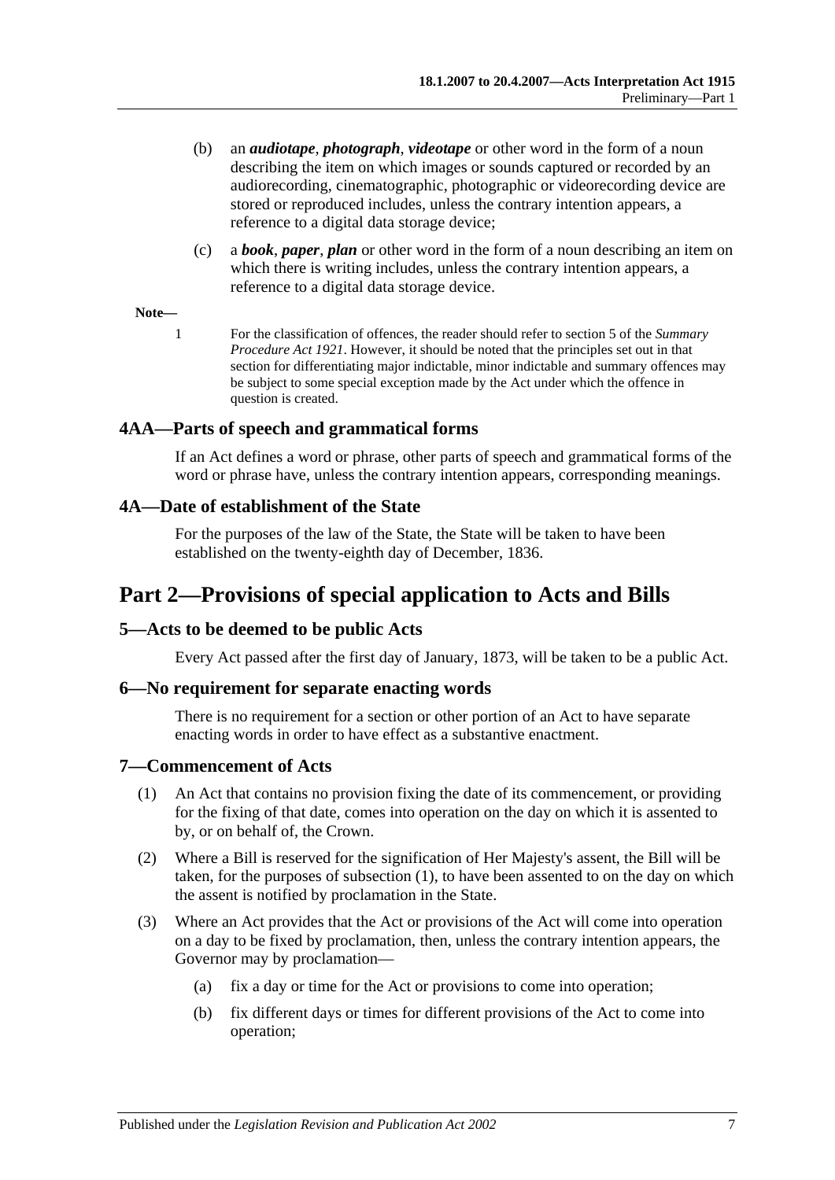(b) an ***audiotape***, ***photograph***, ***videotape*** or other word in the form of a noun describing the item on which images or sounds captured or recorded by an audiorecording, cinematographic, photographic or videorecording device are stored or reproduced includes, unless the contrary intention appears, a reference to a digital data storage device;

(c) a ***book***, ***paper***, ***plan*** or other word in the form of a noun describing an item on which there is writing includes, unless the contrary intention appears, a reference to a digital data storage device.

**Note—**

1 For the classification of offences, the reader should refer to section 5 of the *Summary Procedure Act 1921*. However, it should be noted that the principles set out in that section for differentiating major indictable, minor indictable and summary offences may be subject to some special exception made by the Act under which the offence in question is created.

### 4AA—Parts of speech and grammatical forms

If an Act defines a word or phrase, other parts of speech and grammatical forms of the word or phrase have, unless the contrary intention appears, corresponding meanings.

### 4A—Date of establishment of the State

For the purposes of the law of the State, the State will be taken to have been established on the twenty-eighth day of December, 1836.

## Part 2—Provisions of special application to Acts and Bills

### 5—Acts to be deemed to be public Acts

Every Act passed after the first day of January, 1873, will be taken to be a public Act.

### 6—No requirement for separate enacting words

There is no requirement for a section or other portion of an Act to have separate enacting words in order to have effect as a substantive enactment.

### 7—Commencement of Acts

(1) An Act that contains no provision fixing the date of its commencement, or providing for the fixing of that date, comes into operation on the day on which it is assented to by, or on behalf of, the Crown.

(2) Where a Bill is reserved for the signification of Her Majesty's assent, the Bill will be taken, for the purposes of subsection (1), to have been assented to on the day on which the assent is notified by proclamation in the State.

(3) Where an Act provides that the Act or provisions of the Act will come into operation on a day to be fixed by proclamation, then, unless the contrary intention appears, the Governor may by proclamation—

(a) fix a day or time for the Act or provisions to come into operation;

(b) fix different days or times for different provisions of the Act to come into operation;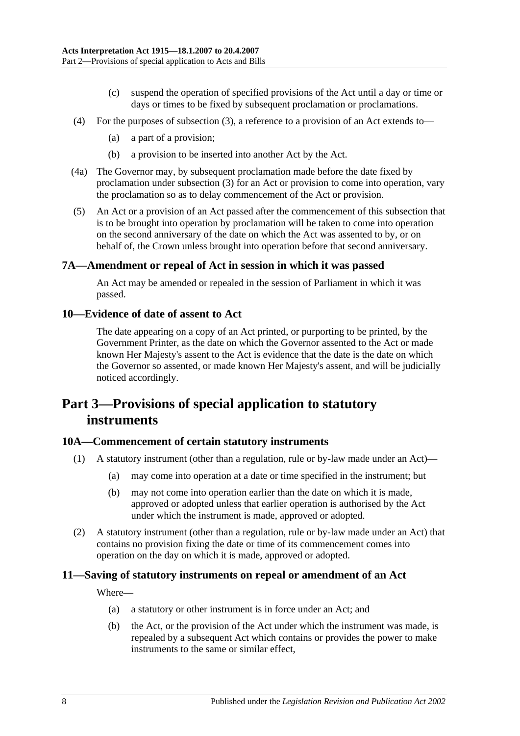(c) suspend the operation of specified provisions of the Act until a day or time or days or times to be fixed by subsequent proclamation or proclamations.

(4) For the purposes of subsection (3), a reference to a provision of an Act extends to—

(a) a part of a provision;

(b) a provision to be inserted into another Act by the Act.

(4a) The Governor may, by subsequent proclamation made before the date fixed by proclamation under subsection (3) for an Act or provision to come into operation, vary the proclamation so as to delay commencement of the Act or provision.

(5) An Act or a provision of an Act passed after the commencement of this subsection that is to be brought into operation by proclamation will be taken to come into operation on the second anniversary of the date on which the Act was assented to by, or on behalf of, the Crown unless brought into operation before that second anniversary.

### 7A—Amendment or repeal of Act in session in which it was passed

An Act may be amended or repealed in the session of Parliament in which it was passed.

### 10—Evidence of date of assent to Act

The date appearing on a copy of an Act printed, or purporting to be printed, by the Government Printer, as the date on which the Governor assented to the Act or made known Her Majesty's assent to the Act is evidence that the date is the date on which the Governor so assented, or made known Her Majesty's assent, and will be judicially noticed accordingly.

## Part 3—Provisions of special application to statutory instruments

### 10A—Commencement of certain statutory instruments

(1) A statutory instrument (other than a regulation, rule or by-law made under an Act)—

(a) may come into operation at a date or time specified in the instrument; but

(b) may not come into operation earlier than the date on which it is made, approved or adopted unless that earlier operation is authorised by the Act under which the instrument is made, approved or adopted.

(2) A statutory instrument (other than a regulation, rule or by-law made under an Act) that contains no provision fixing the date or time of its commencement comes into operation on the day on which it is made, approved or adopted.

### 11—Saving of statutory instruments on repeal or amendment of an Act

Where—

(a) a statutory or other instrument is in force under an Act; and

(b) the Act, or the provision of the Act under which the instrument was made, is repealed by a subsequent Act which contains or provides the power to make instruments to the same or similar effect,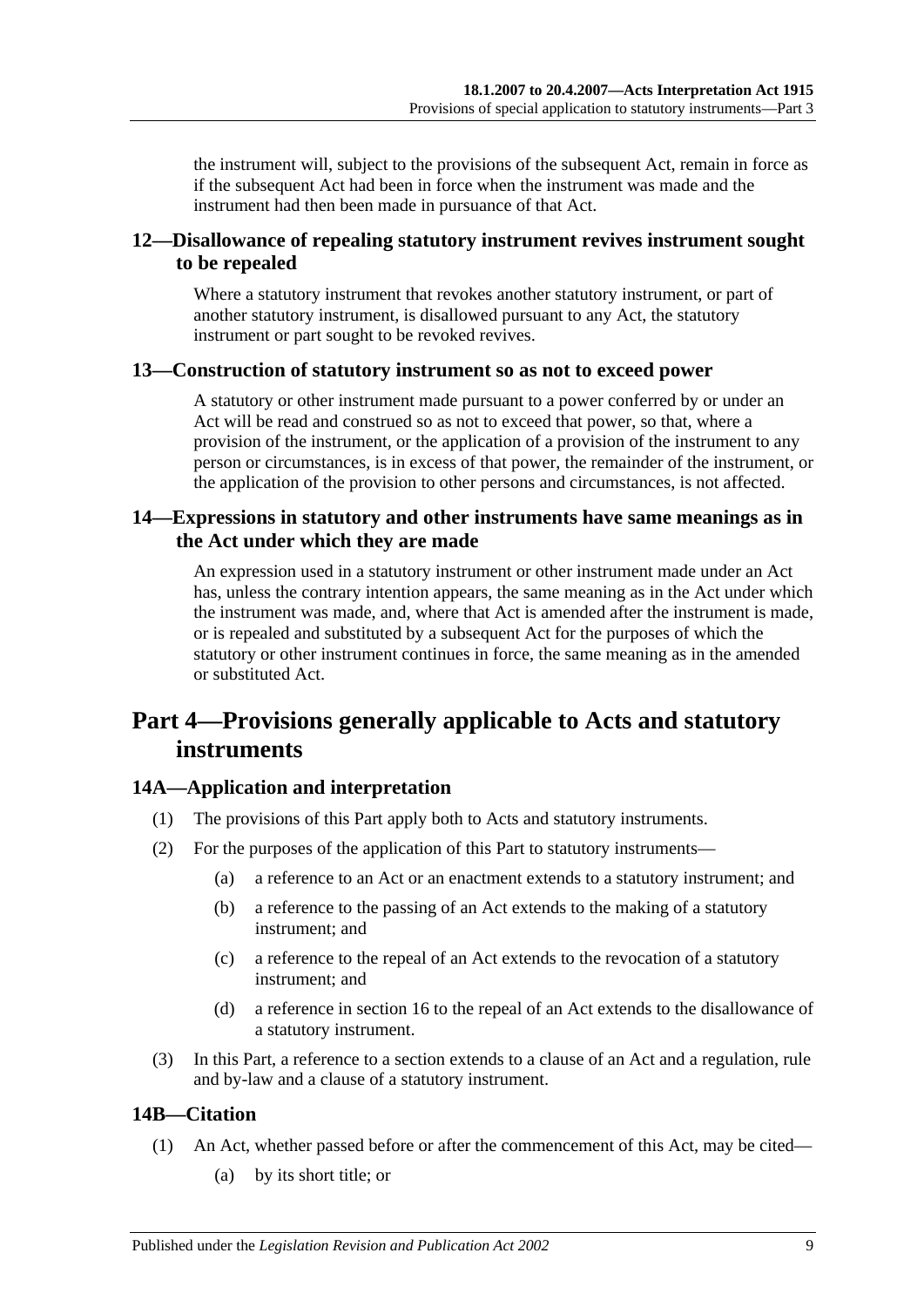the instrument will, subject to the provisions of the subsequent Act, remain in force as if the subsequent Act had been in force when the instrument was made and the instrument had then been made in pursuance of that Act.

### 12—Disallowance of repealing statutory instrument revives instrument sought to be repealed

Where a statutory instrument that revokes another statutory instrument, or part of another statutory instrument, is disallowed pursuant to any Act, the statutory instrument or part sought to be revoked revives.

### 13—Construction of statutory instrument so as not to exceed power

A statutory or other instrument made pursuant to a power conferred by or under an Act will be read and construed so as not to exceed that power, so that, where a provision of the instrument, or the application of a provision of the instrument to any person or circumstances, is in excess of that power, the remainder of the instrument, or the application of the provision to other persons and circumstances, is not affected.

### 14—Expressions in statutory and other instruments have same meanings as in the Act under which they are made

An expression used in a statutory instrument or other instrument made under an Act has, unless the contrary intention appears, the same meaning as in the Act under which the instrument was made, and, where that Act is amended after the instrument is made, or is repealed and substituted by a subsequent Act for the purposes of which the statutory or other instrument continues in force, the same meaning as in the amended or substituted Act.

## Part 4—Provisions generally applicable to Acts and statutory instruments

### 14A—Application and interpretation

(1) The provisions of this Part apply both to Acts and statutory instruments.

(2) For the purposes of the application of this Part to statutory instruments—

(a) a reference to an Act or an enactment extends to a statutory instrument; and

(b) a reference to the passing of an Act extends to the making of a statutory instrument; and

(c) a reference to the repeal of an Act extends to the revocation of a statutory instrument; and

(d) a reference in section 16 to the repeal of an Act extends to the disallowance of a statutory instrument.

(3) In this Part, a reference to a section extends to a clause of an Act and a regulation, rule and by-law and a clause of a statutory instrument.

### 14B—Citation

(1) An Act, whether passed before or after the commencement of this Act, may be cited—

(a) by its short title; or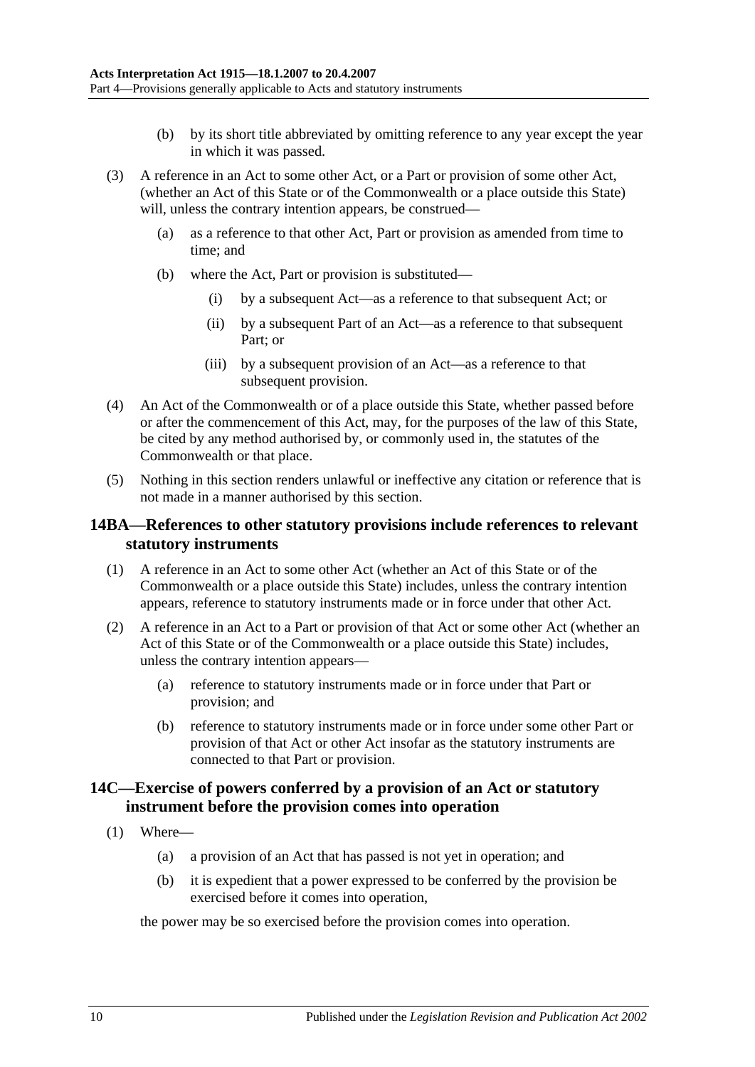(b) by its short title abbreviated by omitting reference to any year except the year in which it was passed.

(3) A reference in an Act to some other Act, or a Part or provision of some other Act, (whether an Act of this State or of the Commonwealth or a place outside this State) will, unless the contrary intention appears, be construed—

(a) as a reference to that other Act, Part or provision as amended from time to time; and

(b) where the Act, Part or provision is substituted—

(i) by a subsequent Act—as a reference to that subsequent Act; or

(ii) by a subsequent Part of an Act—as a reference to that subsequent Part; or

(iii) by a subsequent provision of an Act—as a reference to that subsequent provision.

(4) An Act of the Commonwealth or of a place outside this State, whether passed before or after the commencement of this Act, may, for the purposes of the law of this State, be cited by any method authorised by, or commonly used in, the statutes of the Commonwealth or that place.

(5) Nothing in this section renders unlawful or ineffective any citation or reference that is not made in a manner authorised by this section.

## 14BA—References to other statutory provisions include references to relevant statutory instruments

(1) A reference in an Act to some other Act (whether an Act of this State or of the Commonwealth or a place outside this State) includes, unless the contrary intention appears, reference to statutory instruments made or in force under that other Act.

(2) A reference in an Act to a Part or provision of that Act or some other Act (whether an Act of this State or of the Commonwealth or a place outside this State) includes, unless the contrary intention appears—

(a) reference to statutory instruments made or in force under that Part or provision; and

(b) reference to statutory instruments made or in force under some other Part or provision of that Act or other Act insofar as the statutory instruments are connected to that Part or provision.

## 14C—Exercise of powers conferred by a provision of an Act or statutory instrument before the provision comes into operation

(1) Where—

(a) a provision of an Act that has passed is not yet in operation; and

(b) it is expedient that a power expressed to be conferred by the provision be exercised before it comes into operation,

the power may be so exercised before the provision comes into operation.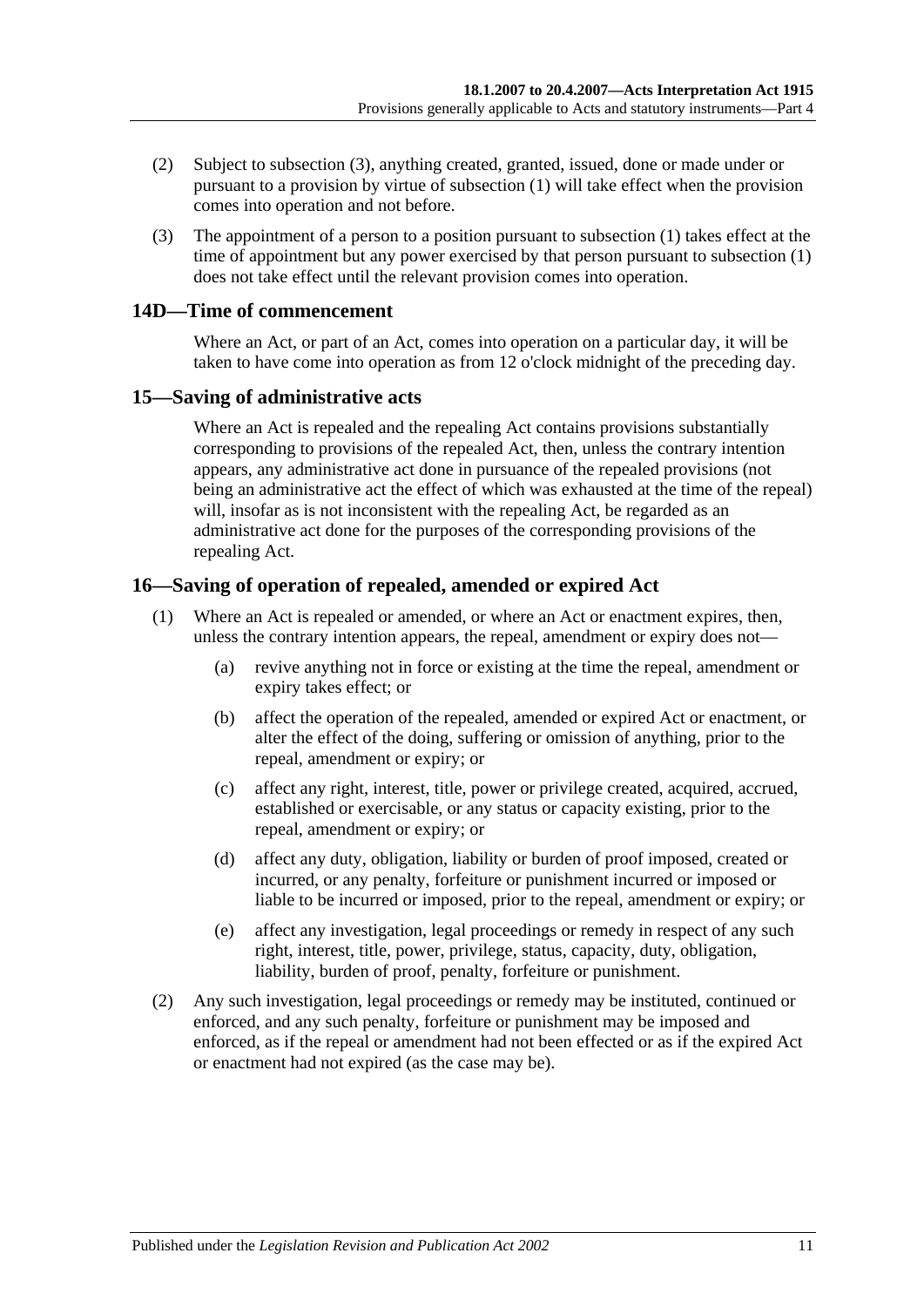(2) Subject to subsection (3), anything created, granted, issued, done or made under or pursuant to a provision by virtue of subsection (1) will take effect when the provision comes into operation and not before.

(3) The appointment of a person to a position pursuant to subsection (1) takes effect at the time of appointment but any power exercised by that person pursuant to subsection (1) does not take effect until the relevant provision comes into operation.

## 14D—Time of commencement

Where an Act, or part of an Act, comes into operation on a particular day, it will be taken to have come into operation as from 12 o'clock midnight of the preceding day.

## 15—Saving of administrative acts

Where an Act is repealed and the repealing Act contains provisions substantially corresponding to provisions of the repealed Act, then, unless the contrary intention appears, any administrative act done in pursuance of the repealed provisions (not being an administrative act the effect of which was exhausted at the time of the repeal) will, insofar as is not inconsistent with the repealing Act, be regarded as an administrative act done for the purposes of the corresponding provisions of the repealing Act.

## 16—Saving of operation of repealed, amended or expired Act

(1) Where an Act is repealed or amended, or where an Act or enactment expires, then, unless the contrary intention appears, the repeal, amendment or expiry does not—

(a) revive anything not in force or existing at the time the repeal, amendment or expiry takes effect; or

(b) affect the operation of the repealed, amended or expired Act or enactment, or alter the effect of the doing, suffering or omission of anything, prior to the repeal, amendment or expiry; or

(c) affect any right, interest, title, power or privilege created, acquired, accrued, established or exercisable, or any status or capacity existing, prior to the repeal, amendment or expiry; or

(d) affect any duty, obligation, liability or burden of proof imposed, created or incurred, or any penalty, forfeiture or punishment incurred or imposed or liable to be incurred or imposed, prior to the repeal, amendment or expiry; or

(e) affect any investigation, legal proceedings or remedy in respect of any such right, interest, title, power, privilege, status, capacity, duty, obligation, liability, burden of proof, penalty, forfeiture or punishment.

(2) Any such investigation, legal proceedings or remedy may be instituted, continued or enforced, and any such penalty, forfeiture or punishment may be imposed and enforced, as if the repeal or amendment had not been effected or as if the expired Act or enactment had not expired (as the case may be).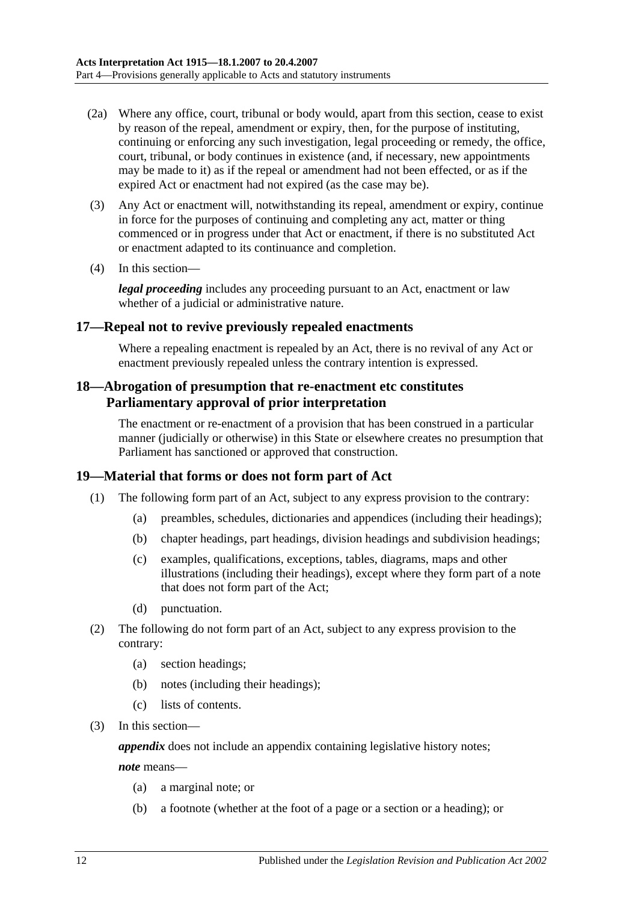(2a) Where any office, court, tribunal or body would, apart from this section, cease to exist by reason of the repeal, amendment or expiry, then, for the purpose of instituting, continuing or enforcing any such investigation, legal proceeding or remedy, the office, court, tribunal, or body continues in existence (and, if necessary, new appointments may be made to it) as if the repeal or amendment had not been effected, or as if the expired Act or enactment had not expired (as the case may be).

(3) Any Act or enactment will, notwithstanding its repeal, amendment or expiry, continue in force for the purposes of continuing and completing any act, matter or thing commenced or in progress under that Act or enactment, if there is no substituted Act or enactment adapted to its continuance and completion.

(4) In this section—

***legal proceeding*** includes any proceeding pursuant to an Act, enactment or law whether of a judicial or administrative nature.

## 17—Repeal not to revive previously repealed enactments

Where a repealing enactment is repealed by an Act, there is no revival of any Act or enactment previously repealed unless the contrary intention is expressed.

## 18—Abrogation of presumption that re-enactment etc constitutes Parliamentary approval of prior interpretation

The enactment or re-enactment of a provision that has been construed in a particular manner (judicially or otherwise) in this State or elsewhere creates no presumption that Parliament has sanctioned or approved that construction.

## 19—Material that forms or does not form part of Act

(1) The following form part of an Act, subject to any express provision to the contrary:

- (a) preambles, schedules, dictionaries and appendices (including their headings);
- (b) chapter headings, part headings, division headings and subdivision headings;
- (c) examples, qualifications, exceptions, tables, diagrams, maps and other illustrations (including their headings), except where they form part of a note that does not form part of the Act;
- (d) punctuation.

(2) The following do not form part of an Act, subject to any express provision to the contrary:

- (a) section headings;
- (b) notes (including their headings);
- (c) lists of contents.

(3) In this section—

***appendix*** does not include an appendix containing legislative history notes;

***note*** means—

- (a) a marginal note; or
- (b) a footnote (whether at the foot of a page or a section or a heading); or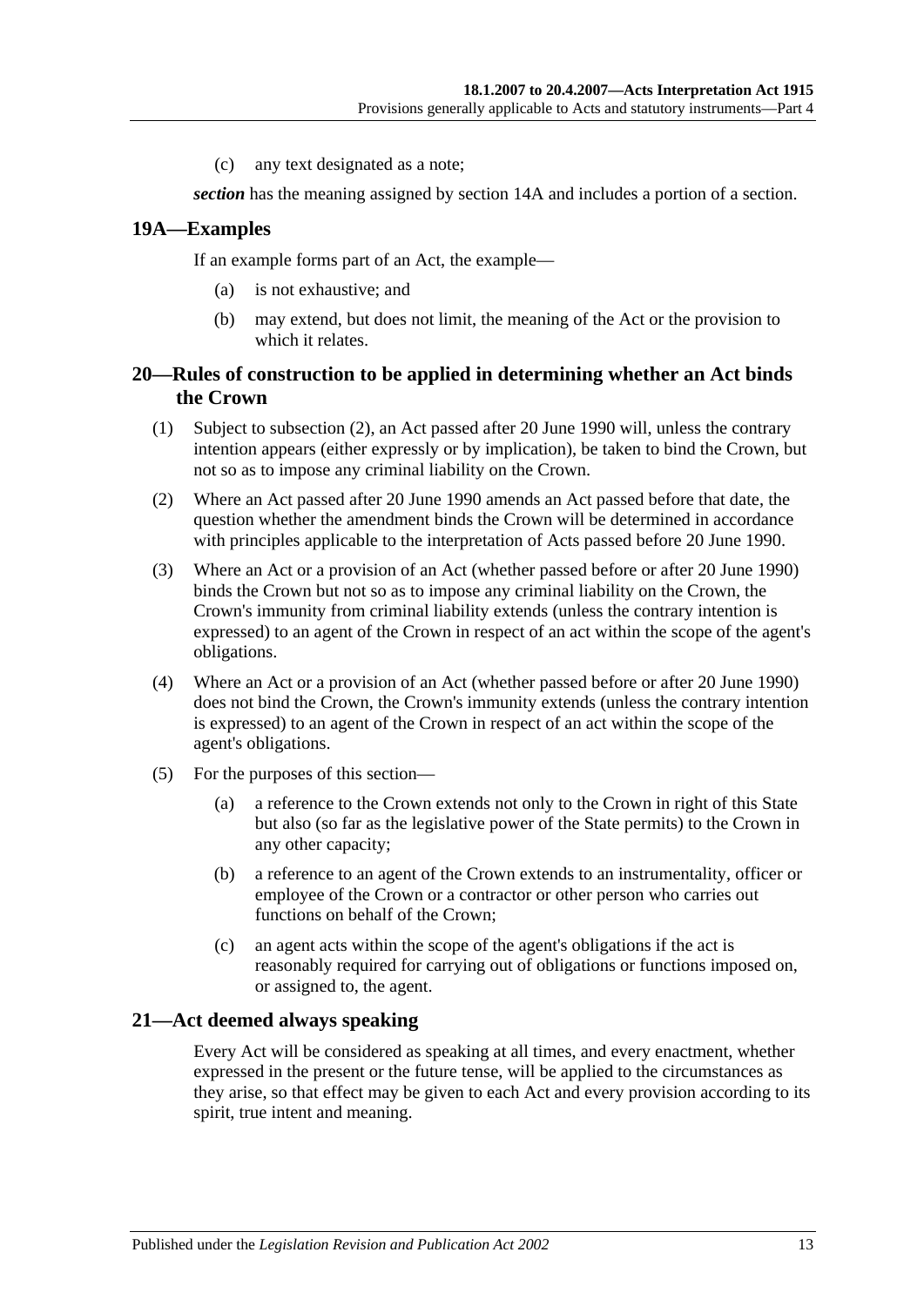(c) any text designated as a note;

***section*** has the meaning assigned by section 14A and includes a portion of a section.

## 19A—Examples

If an example forms part of an Act, the example—

(a) is not exhaustive; and

(b) may extend, but does not limit, the meaning of the Act or the provision to which it relates.

## 20—Rules of construction to be applied in determining whether an Act binds the Crown

(1) Subject to subsection (2), an Act passed after 20 June 1990 will, unless the contrary intention appears (either expressly or by implication), be taken to bind the Crown, but not so as to impose any criminal liability on the Crown.

(2) Where an Act passed after 20 June 1990 amends an Act passed before that date, the question whether the amendment binds the Crown will be determined in accordance with principles applicable to the interpretation of Acts passed before 20 June 1990.

(3) Where an Act or a provision of an Act (whether passed before or after 20 June 1990) binds the Crown but not so as to impose any criminal liability on the Crown, the Crown's immunity from criminal liability extends (unless the contrary intention is expressed) to an agent of the Crown in respect of an act within the scope of the agent's obligations.

(4) Where an Act or a provision of an Act (whether passed before or after 20 June 1990) does not bind the Crown, the Crown's immunity extends (unless the contrary intention is expressed) to an agent of the Crown in respect of an act within the scope of the agent's obligations.

(5) For the purposes of this section—

(a) a reference to the Crown extends not only to the Crown in right of this State but also (so far as the legislative power of the State permits) to the Crown in any other capacity;

(b) a reference to an agent of the Crown extends to an instrumentality, officer or employee of the Crown or a contractor or other person who carries out functions on behalf of the Crown;

(c) an agent acts within the scope of the agent's obligations if the act is reasonably required for carrying out of obligations or functions imposed on, or assigned to, the agent.

## 21—Act deemed always speaking

Every Act will be considered as speaking at all times, and every enactment, whether expressed in the present or the future tense, will be applied to the circumstances as they arise, so that effect may be given to each Act and every provision according to its spirit, true intent and meaning.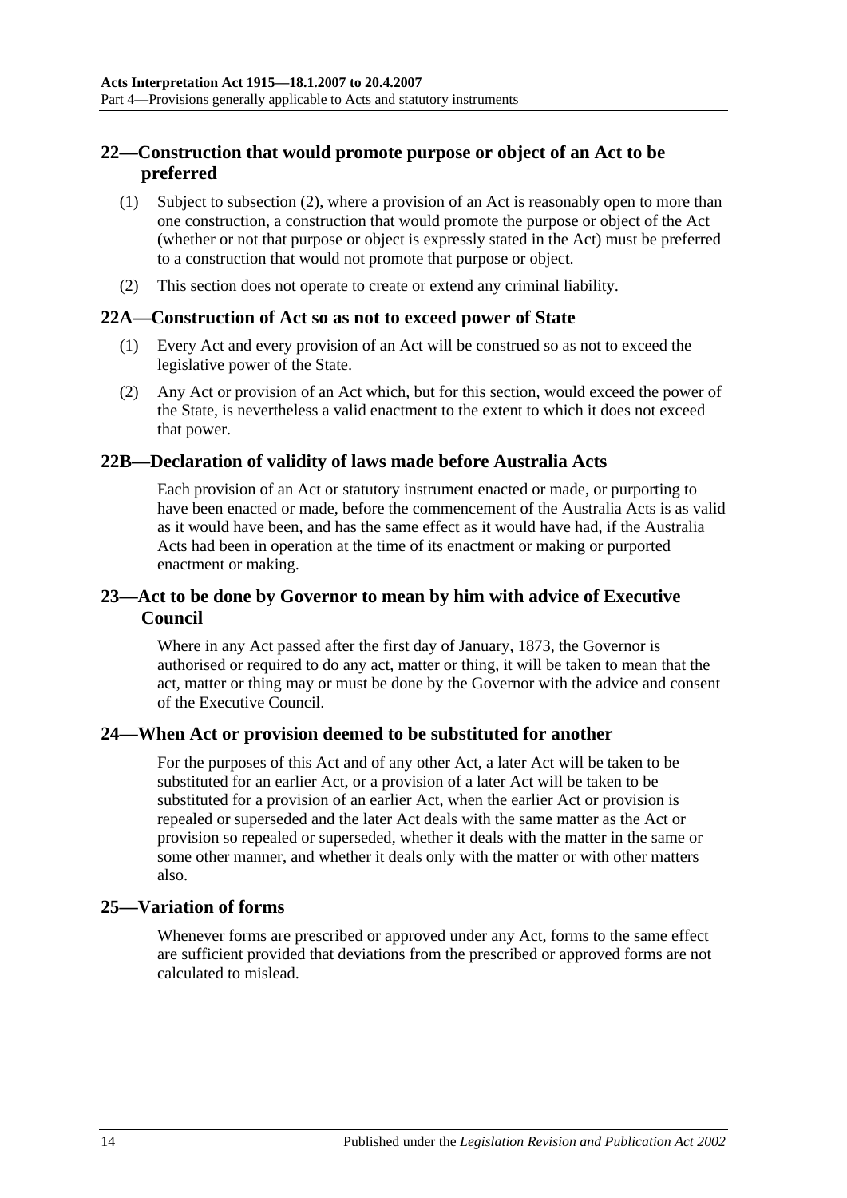## 22—Construction that would promote purpose or object of an Act to be preferred

(1) Subject to subsection (2), where a provision of an Act is reasonably open to more than one construction, a construction that would promote the purpose or object of the Act (whether or not that purpose or object is expressly stated in the Act) must be preferred to a construction that would not promote that purpose or object.

(2) This section does not operate to create or extend any criminal liability.

## 22A—Construction of Act so as not to exceed power of State

(1) Every Act and every provision of an Act will be construed so as not to exceed the legislative power of the State.

(2) Any Act or provision of an Act which, but for this section, would exceed the power of the State, is nevertheless a valid enactment to the extent to which it does not exceed that power.

## 22B—Declaration of validity of laws made before Australia Acts

Each provision of an Act or statutory instrument enacted or made, or purporting to have been enacted or made, before the commencement of the Australia Acts is as valid as it would have been, and has the same effect as it would have had, if the Australia Acts had been in operation at the time of its enactment or making or purported enactment or making.

## 23—Act to be done by Governor to mean by him with advice of Executive Council

Where in any Act passed after the first day of January, 1873, the Governor is authorised or required to do any act, matter or thing, it will be taken to mean that the act, matter or thing may or must be done by the Governor with the advice and consent of the Executive Council.

## 24—When Act or provision deemed to be substituted for another

For the purposes of this Act and of any other Act, a later Act will be taken to be substituted for an earlier Act, or a provision of a later Act will be taken to be substituted for a provision of an earlier Act, when the earlier Act or provision is repealed or superseded and the later Act deals with the same matter as the Act or provision so repealed or superseded, whether it deals with the matter in the same or some other manner, and whether it deals only with the matter or with other matters also.

## 25—Variation of forms

Whenever forms are prescribed or approved under any Act, forms to the same effect are sufficient provided that deviations from the prescribed or approved forms are not calculated to mislead.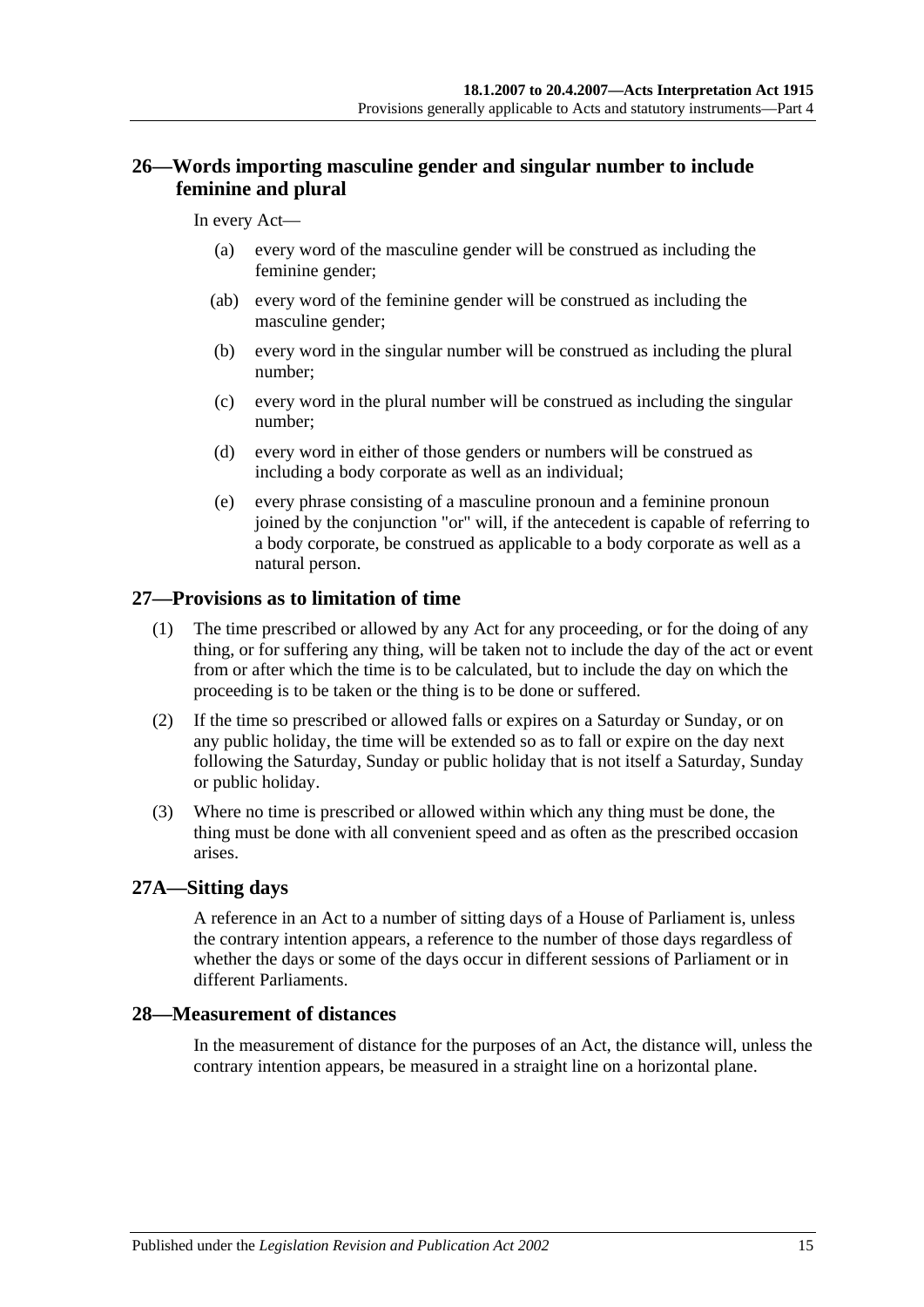## 26—Words importing masculine gender and singular number to include feminine and plural

In every Act—

(a) every word of the masculine gender will be construed as including the feminine gender;

(ab) every word of the feminine gender will be construed as including the masculine gender;

(b) every word in the singular number will be construed as including the plural number;

(c) every word in the plural number will be construed as including the singular number;

(d) every word in either of those genders or numbers will be construed as including a body corporate as well as an individual;

(e) every phrase consisting of a masculine pronoun and a feminine pronoun joined by the conjunction "or" will, if the antecedent is capable of referring to a body corporate, be construed as applicable to a body corporate as well as a natural person.

## 27—Provisions as to limitation of time

(1) The time prescribed or allowed by any Act for any proceeding, or for the doing of any thing, or for suffering any thing, will be taken not to include the day of the act or event from or after which the time is to be calculated, but to include the day on which the proceeding is to be taken or the thing is to be done or suffered.

(2) If the time so prescribed or allowed falls or expires on a Saturday or Sunday, or on any public holiday, the time will be extended so as to fall or expire on the day next following the Saturday, Sunday or public holiday that is not itself a Saturday, Sunday or public holiday.

(3) Where no time is prescribed or allowed within which any thing must be done, the thing must be done with all convenient speed and as often as the prescribed occasion arises.

## 27A—Sitting days

A reference in an Act to a number of sitting days of a House of Parliament is, unless the contrary intention appears, a reference to the number of those days regardless of whether the days or some of the days occur in different sessions of Parliament or in different Parliaments.

## 28—Measurement of distances

In the measurement of distance for the purposes of an Act, the distance will, unless the contrary intention appears, be measured in a straight line on a horizontal plane.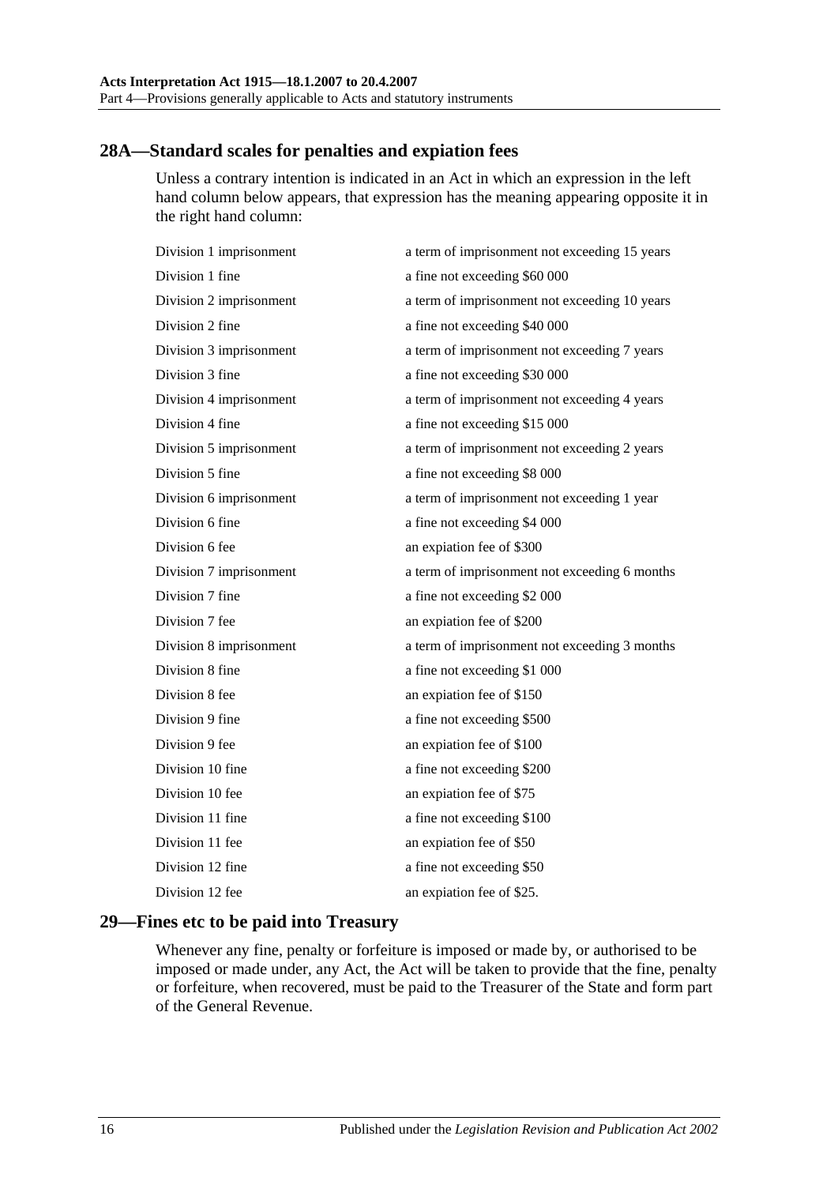## 28A—Standard scales for penalties and expiation fees

Unless a contrary intention is indicated in an Act in which an expression in the left hand column below appears, that expression has the meaning appearing opposite it in the right hand column:

| | |
|---|---|
| Division 1 imprisonment | a term of imprisonment not exceeding 15 years |
| Division 1 fine | a fine not exceeding $60 000 |
| Division 2 imprisonment | a term of imprisonment not exceeding 10 years |
| Division 2 fine | a fine not exceeding $40 000 |
| Division 3 imprisonment | a term of imprisonment not exceeding 7 years |
| Division 3 fine | a fine not exceeding $30 000 |
| Division 4 imprisonment | a term of imprisonment not exceeding 4 years |
| Division 4 fine | a fine not exceeding $15 000 |
| Division 5 imprisonment | a term of imprisonment not exceeding 2 years |
| Division 5 fine | a fine not exceeding $8 000 |
| Division 6 imprisonment | a term of imprisonment not exceeding 1 year |
| Division 6 fine | a fine not exceeding $4 000 |
| Division 6 fee | an expiation fee of $300 |
| Division 7 imprisonment | a term of imprisonment not exceeding 6 months |
| Division 7 fine | a fine not exceeding $2 000 |
| Division 7 fee | an expiation fee of $200 |
| Division 8 imprisonment | a term of imprisonment not exceeding 3 months |
| Division 8 fine | a fine not exceeding $1 000 |
| Division 8 fee | an expiation fee of $150 |
| Division 9 fine | a fine not exceeding $500 |
| Division 9 fee | an expiation fee of $100 |
| Division 10 fine | a fine not exceeding $200 |
| Division 10 fee | an expiation fee of $75 |
| Division 11 fine | a fine not exceeding $100 |
| Division 11 fee | an expiation fee of $50 |
| Division 12 fine | a fine not exceeding $50 |
| Division 12 fee | an expiation fee of $25. |

## 29—Fines etc to be paid into Treasury

Whenever any fine, penalty or forfeiture is imposed or made by, or authorised to be imposed or made under, any Act, the Act will be taken to provide that the fine, penalty or forfeiture, when recovered, must be paid to the Treasurer of the State and form part of the General Revenue.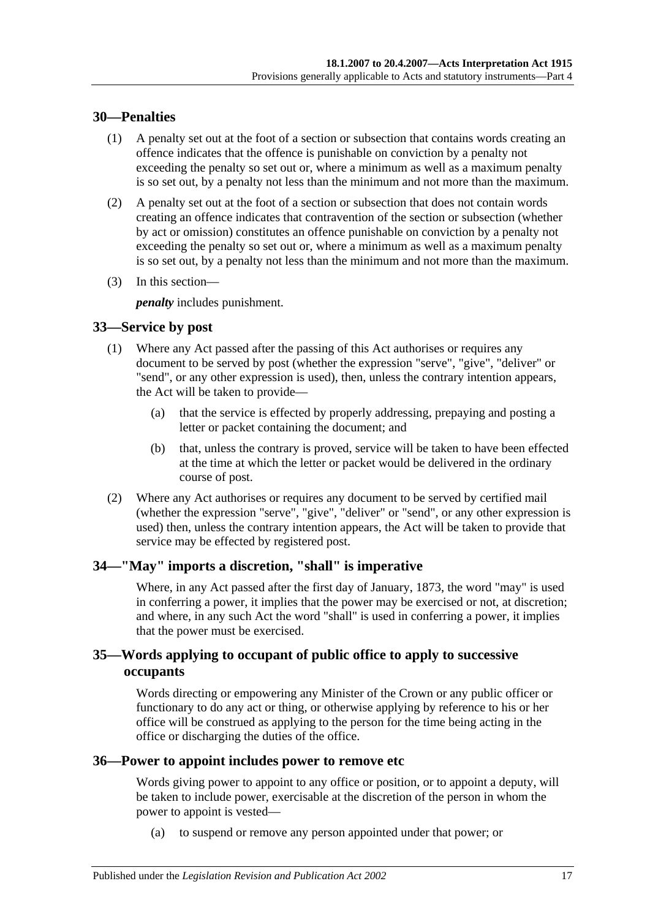## 30—Penalties

(1) A penalty set out at the foot of a section or subsection that contains words creating an offence indicates that the offence is punishable on conviction by a penalty not exceeding the penalty so set out or, where a minimum as well as a maximum penalty is so set out, by a penalty not less than the minimum and not more than the maximum.

(2) A penalty set out at the foot of a section or subsection that does not contain words creating an offence indicates that contravention of the section or subsection (whether by act or omission) constitutes an offence punishable on conviction by a penalty not exceeding the penalty so set out or, where a minimum as well as a maximum penalty is so set out, by a penalty not less than the minimum and not more than the maximum.

(3) In this section—

***penalty*** includes punishment.

## 33—Service by post

(1) Where any Act passed after the passing of this Act authorises or requires any document to be served by post (whether the expression "serve", "give", "deliver" or "send", or any other expression is used), then, unless the contrary intention appears, the Act will be taken to provide—

(a) that the service is effected by properly addressing, prepaying and posting a letter or packet containing the document; and

(b) that, unless the contrary is proved, service will be taken to have been effected at the time at which the letter or packet would be delivered in the ordinary course of post.

(2) Where any Act authorises or requires any document to be served by certified mail (whether the expression "serve", "give", "deliver" or "send", or any other expression is used) then, unless the contrary intention appears, the Act will be taken to provide that service may be effected by registered post.

## 34—"May" imports a discretion, "shall" is imperative

Where, in any Act passed after the first day of January, 1873, the word "may" is used in conferring a power, it implies that the power may be exercised or not, at discretion; and where, in any such Act the word "shall" is used in conferring a power, it implies that the power must be exercised.

## 35—Words applying to occupant of public office to apply to successive occupants

Words directing or empowering any Minister of the Crown or any public officer or functionary to do any act or thing, or otherwise applying by reference to his or her office will be construed as applying to the person for the time being acting in the office or discharging the duties of the office.

## 36—Power to appoint includes power to remove etc

Words giving power to appoint to any office or position, or to appoint a deputy, will be taken to include power, exercisable at the discretion of the person in whom the power to appoint is vested—

(a) to suspend or remove any person appointed under that power; or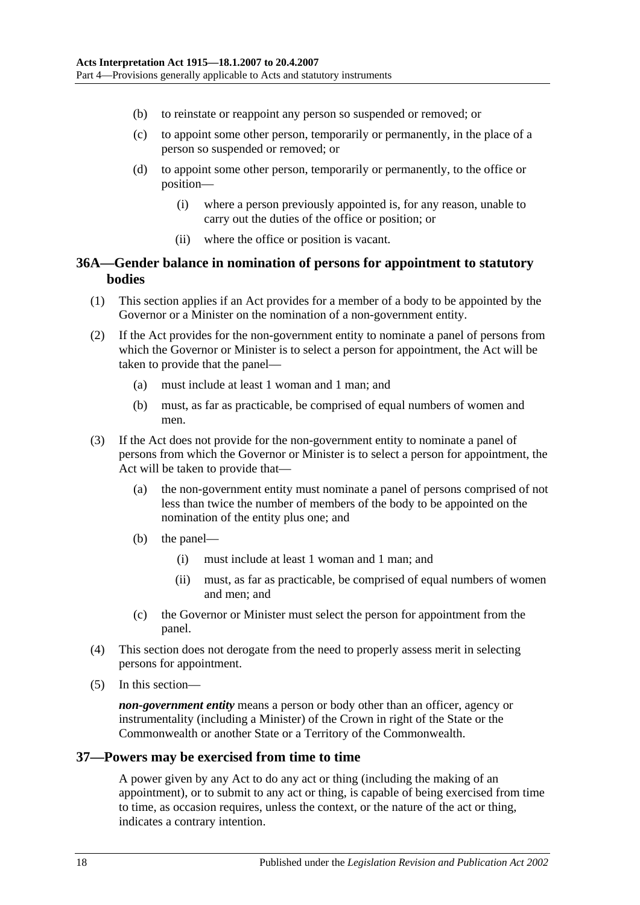(b) to reinstate or reappoint any person so suspended or removed; or

(c) to appoint some other person, temporarily or permanently, in the place of a person so suspended or removed; or

(d) to appoint some other person, temporarily or permanently, to the office or position—

(i) where a person previously appointed is, for any reason, unable to carry out the duties of the office or position; or

(ii) where the office or position is vacant.

## 36A—Gender balance in nomination of persons for appointment to statutory bodies

(1) This section applies if an Act provides for a member of a body to be appointed by the Governor or a Minister on the nomination of a non-government entity.

(2) If the Act provides for the non-government entity to nominate a panel of persons from which the Governor or Minister is to select a person for appointment, the Act will be taken to provide that the panel—

(a) must include at least 1 woman and 1 man; and

(b) must, as far as practicable, be comprised of equal numbers of women and men.

(3) If the Act does not provide for the non-government entity to nominate a panel of persons from which the Governor or Minister is to select a person for appointment, the Act will be taken to provide that—

(a) the non-government entity must nominate a panel of persons comprised of not less than twice the number of members of the body to be appointed on the nomination of the entity plus one; and

(b) the panel—

(i) must include at least 1 woman and 1 man; and

(ii) must, as far as practicable, be comprised of equal numbers of women and men; and

(c) the Governor or Minister must select the person for appointment from the panel.

(4) This section does not derogate from the need to properly assess merit in selecting persons for appointment.

(5) In this section—

***non-government entity*** means a person or body other than an officer, agency or instrumentality (including a Minister) of the Crown in right of the State or the Commonwealth or another State or a Territory of the Commonwealth.

## 37—Powers may be exercised from time to time

A power given by any Act to do any act or thing (including the making of an appointment), or to submit to any act or thing, is capable of being exercised from time to time, as occasion requires, unless the context, or the nature of the act or thing, indicates a contrary intention.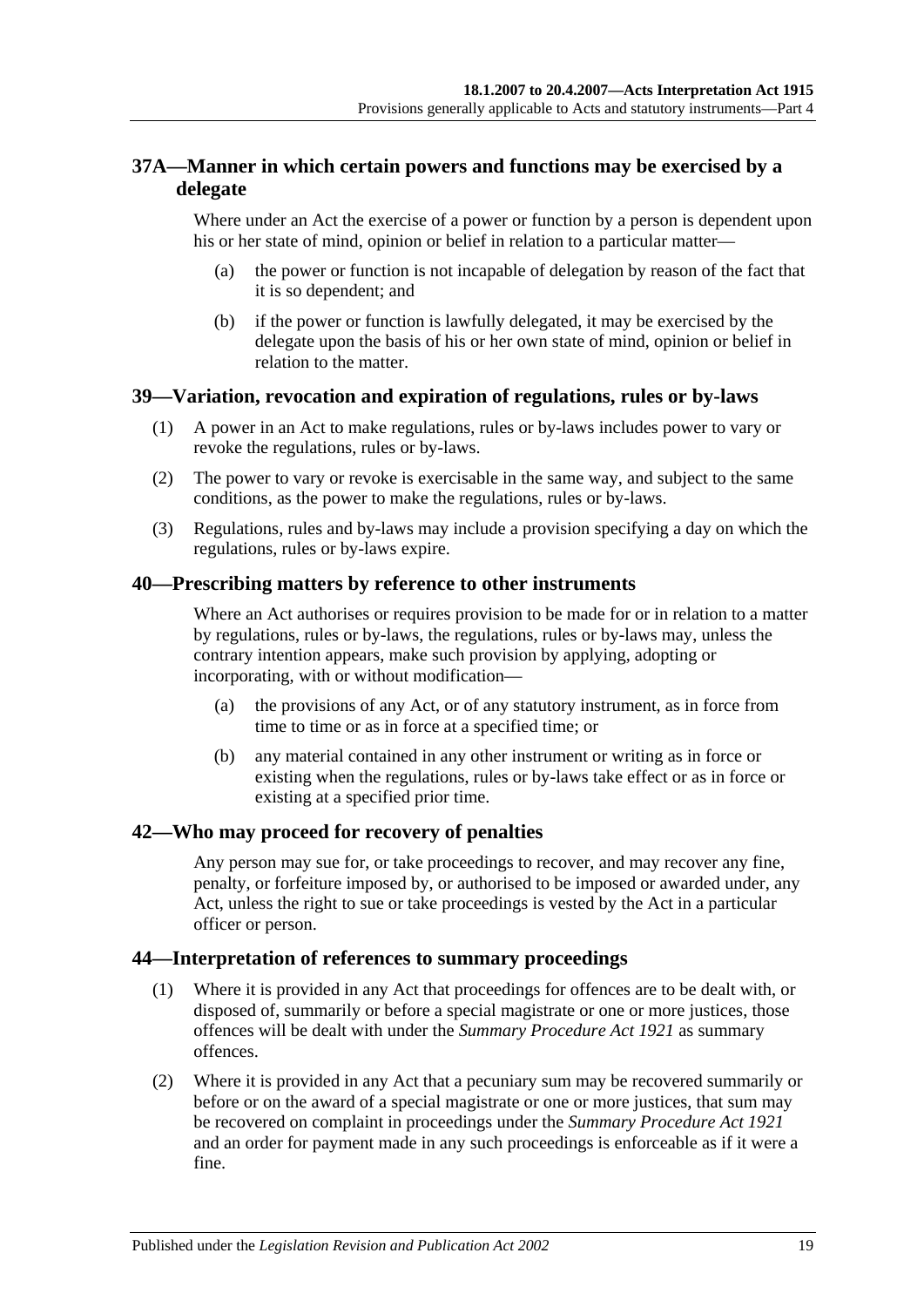## 37A—Manner in which certain powers and functions may be exercised by a delegate

Where under an Act the exercise of a power or function by a person is dependent upon his or her state of mind, opinion or belief in relation to a particular matter—

(a) the power or function is not incapable of delegation by reason of the fact that it is so dependent; and

(b) if the power or function is lawfully delegated, it may be exercised by the delegate upon the basis of his or her own state of mind, opinion or belief in relation to the matter.

## 39—Variation, revocation and expiration of regulations, rules or by-laws

(1) A power in an Act to make regulations, rules or by-laws includes power to vary or revoke the regulations, rules or by-laws.

(2) The power to vary or revoke is exercisable in the same way, and subject to the same conditions, as the power to make the regulations, rules or by-laws.

(3) Regulations, rules and by-laws may include a provision specifying a day on which the regulations, rules or by-laws expire.

## 40—Prescribing matters by reference to other instruments

Where an Act authorises or requires provision to be made for or in relation to a matter by regulations, rules or by-laws, the regulations, rules or by-laws may, unless the contrary intention appears, make such provision by applying, adopting or incorporating, with or without modification—

(a) the provisions of any Act, or of any statutory instrument, as in force from time to time or as in force at a specified time; or

(b) any material contained in any other instrument or writing as in force or existing when the regulations, rules or by-laws take effect or as in force or existing at a specified prior time.

## 42—Who may proceed for recovery of penalties

Any person may sue for, or take proceedings to recover, and may recover any fine, penalty, or forfeiture imposed by, or authorised to be imposed or awarded under, any Act, unless the right to sue or take proceedings is vested by the Act in a particular officer or person.

## 44—Interpretation of references to summary proceedings

(1) Where it is provided in any Act that proceedings for offences are to be dealt with, or disposed of, summarily or before a special magistrate or one or more justices, those offences will be dealt with under the *Summary Procedure Act 1921* as summary offences.

(2) Where it is provided in any Act that a pecuniary sum may be recovered summarily or before or on the award of a special magistrate or one or more justices, that sum may be recovered on complaint in proceedings under the *Summary Procedure Act 1921* and an order for payment made in any such proceedings is enforceable as if it were a fine.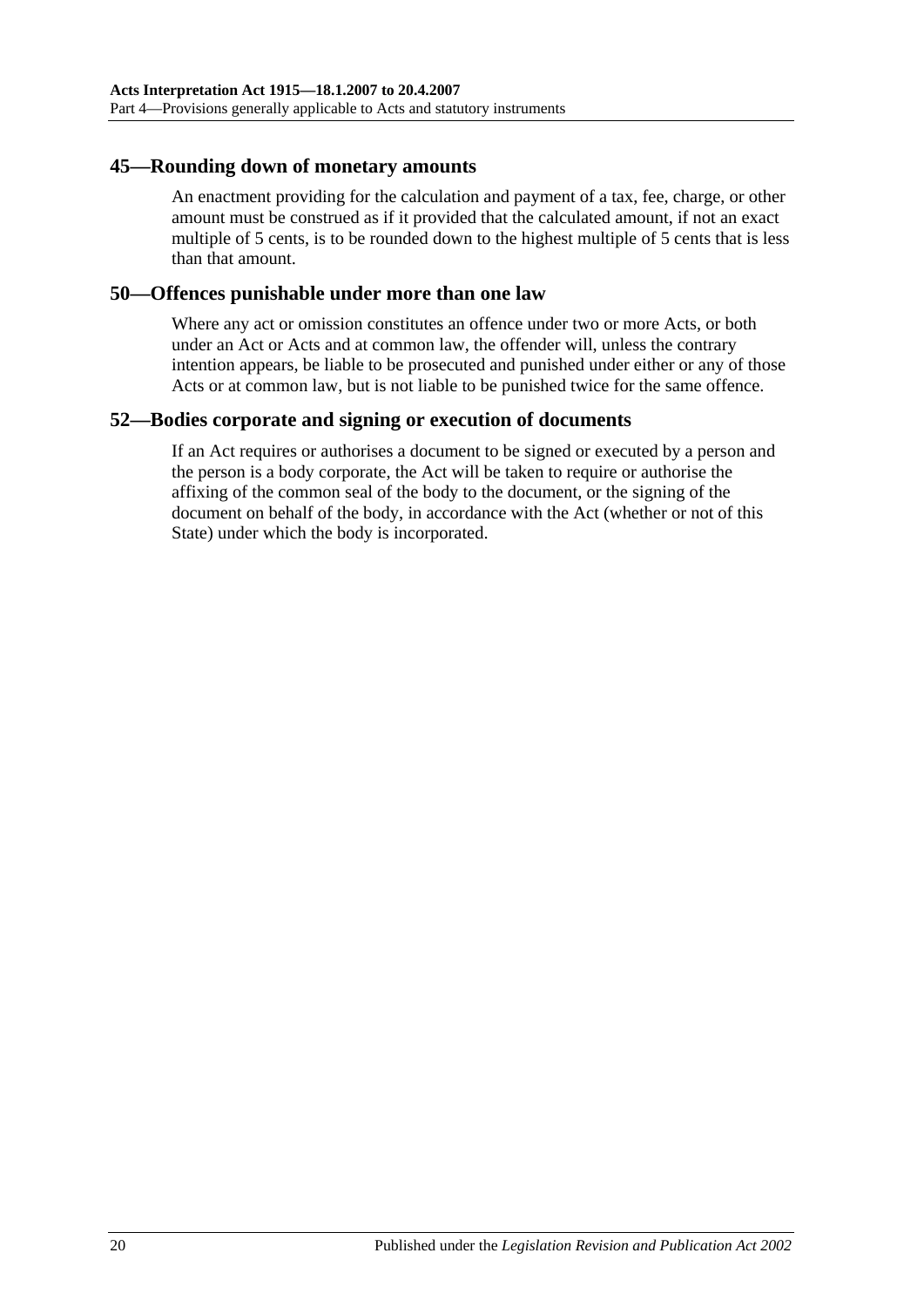## 45—Rounding down of monetary amounts

An enactment providing for the calculation and payment of a tax, fee, charge, or other amount must be construed as if it provided that the calculated amount, if not an exact multiple of 5 cents, is to be rounded down to the highest multiple of 5 cents that is less than that amount.

## 50—Offences punishable under more than one law

Where any act or omission constitutes an offence under two or more Acts, or both under an Act or Acts and at common law, the offender will, unless the contrary intention appears, be liable to be prosecuted and punished under either or any of those Acts or at common law, but is not liable to be punished twice for the same offence.

## 52—Bodies corporate and signing or execution of documents

If an Act requires or authorises a document to be signed or executed by a person and the person is a body corporate, the Act will be taken to require or authorise the affixing of the common seal of the body to the document, or the signing of the document on behalf of the body, in accordance with the Act (whether or not of this State) under which the body is incorporated.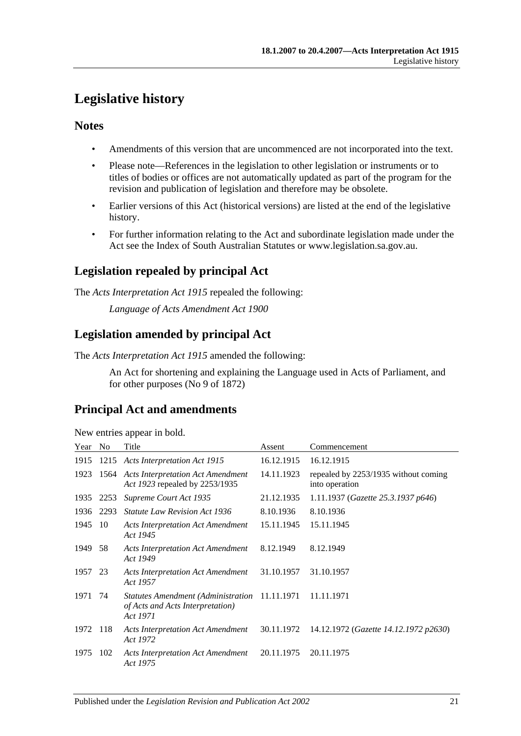# Legislative history

## Notes

- Amendments of this version that are uncommenced are not incorporated into the text.
- Please note—References in the legislation to other legislation or instruments or to titles of bodies or offices are not automatically updated as part of the program for the revision and publication of legislation and therefore may be obsolete.
- Earlier versions of this Act (historical versions) are listed at the end of the legislative history.
- For further information relating to the Act and subordinate legislation made under the Act see the Index of South Australian Statutes or www.legislation.sa.gov.au.

## Legislation repealed by principal Act

The *Acts Interpretation Act 1915* repealed the following:

*Language of Acts Amendment Act 1900*

## Legislation amended by principal Act

The *Acts Interpretation Act 1915* amended the following:

An Act for shortening and explaining the Language used in Acts of Parliament, and for other purposes (No 9 of 1872)

## Principal Act and amendments

New entries appear in bold.

| Year | No | Title | Assent | Commencement |
|---|---|---|---|---|
| 1915 | 1215 | *Acts Interpretation Act 1915* | 16.12.1915 | 16.12.1915 |
| 1923 | 1564 | *Acts Interpretation Act Amendment Act 1923* repealed by 2253/1935 | 14.11.1923 | repealed by 2253/1935 without coming into operation |
| 1935 | 2253 | *Supreme Court Act 1935* | 21.12.1935 | 1.11.1937 (*Gazette 25.3.1937 p646*) |
| 1936 | 2293 | *Statute Law Revision Act 1936* | 8.10.1936 | 8.10.1936 |
| 1945 | 10 | *Acts Interpretation Act Amendment Act 1945* | 15.11.1945 | 15.11.1945 |
| 1949 | 58 | *Acts Interpretation Act Amendment Act 1949* | 8.12.1949 | 8.12.1949 |
| 1957 | 23 | *Acts Interpretation Act Amendment Act 1957* | 31.10.1957 | 31.10.1957 |
| 1971 | 74 | *Statutes Amendment (Administration of Acts and Acts Interpretation) Act 1971* | 11.11.1971 | 11.11.1971 |
| 1972 | 118 | *Acts Interpretation Act Amendment Act 1972* | 30.11.1972 | 14.12.1972 (*Gazette 14.12.1972 p2630*) |
| 1975 | 102 | *Acts Interpretation Act Amendment Act 1975* | 20.11.1975 | 20.11.1975 |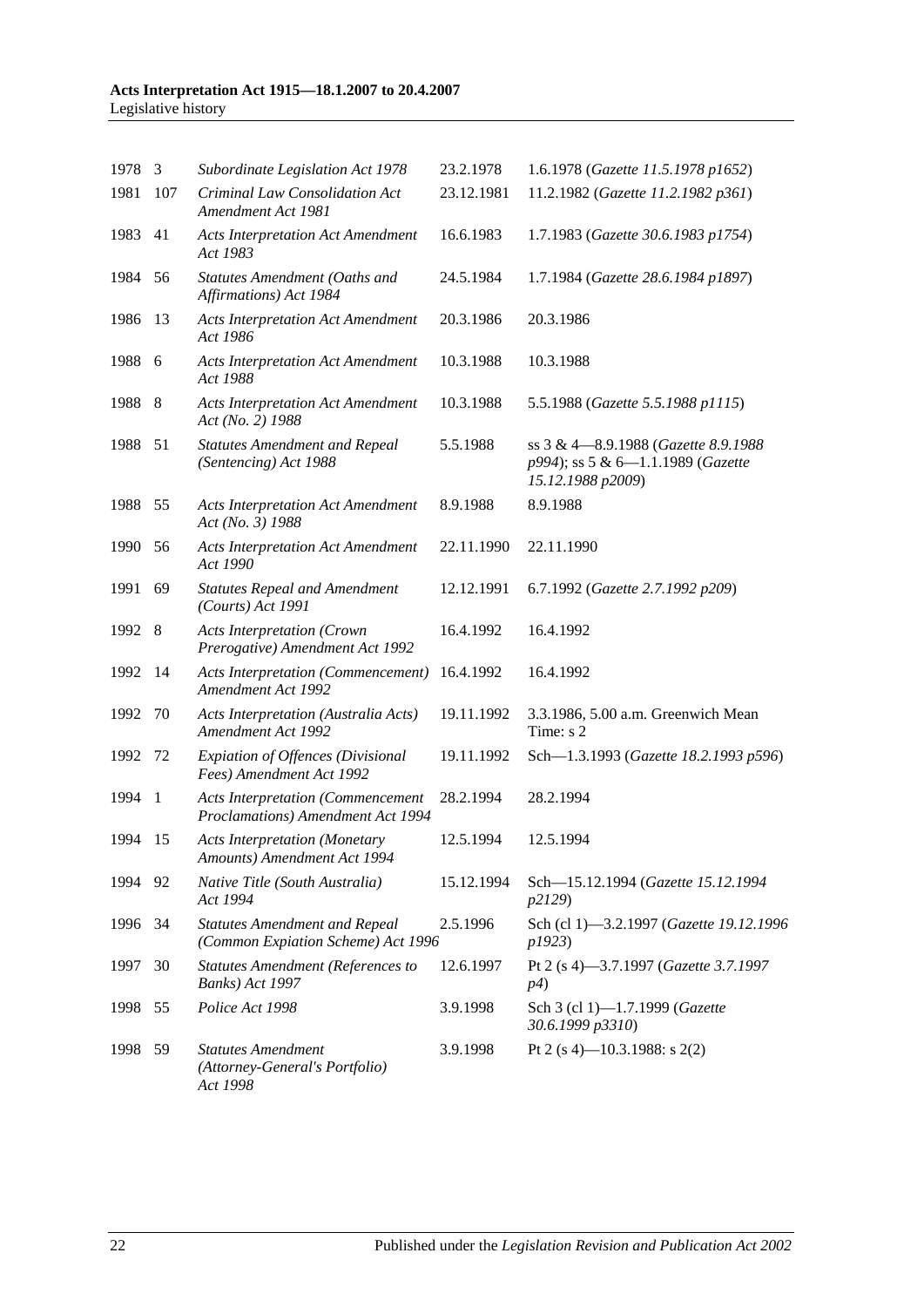| | | | | |
|---|---|---|---|---|
| 1978 | 3 | *Subordinate Legislation Act 1978* | 23.2.1978 | 1.6.1978 (*Gazette 11.5.1978 p1652*) |
| 1981 | 107 | *Criminal Law Consolidation Act Amendment Act 1981* | 23.12.1981 | 11.2.1982 (*Gazette 11.2.1982 p361*) |
| 1983 | 41 | *Acts Interpretation Act Amendment Act 1983* | 16.6.1983 | 1.7.1983 (*Gazette 30.6.1983 p1754*) |
| 1984 | 56 | *Statutes Amendment (Oaths and Affirmations) Act 1984* | 24.5.1984 | 1.7.1984 (*Gazette 28.6.1984 p1897*) |
| 1986 | 13 | *Acts Interpretation Act Amendment Act 1986* | 20.3.1986 | 20.3.1986 |
| 1988 | 6 | *Acts Interpretation Act Amendment Act 1988* | 10.3.1988 | 10.3.1988 |
| 1988 | 8 | *Acts Interpretation Act Amendment Act (No. 2) 1988* | 10.3.1988 | 5.5.1988 (*Gazette 5.5.1988 p1115*) |
| 1988 | 51 | *Statutes Amendment and Repeal (Sentencing) Act 1988* | 5.5.1988 | ss 3 & 4—8.9.1988 (*Gazette 8.9.1988 p994*); ss 5 & 6—1.1.1989 (*Gazette 15.12.1988 p2009*) |
| 1988 | 55 | *Acts Interpretation Act Amendment Act (No. 3) 1988* | 8.9.1988 | 8.9.1988 |
| 1990 | 56 | *Acts Interpretation Act Amendment Act 1990* | 22.11.1990 | 22.11.1990 |
| 1991 | 69 | *Statutes Repeal and Amendment (Courts) Act 1991* | 12.12.1991 | 6.7.1992 (*Gazette 2.7.1992 p209*) |
| 1992 | 8 | *Acts Interpretation (Crown Prerogative) Amendment Act 1992* | 16.4.1992 | 16.4.1992 |
| 1992 | 14 | *Acts Interpretation (Commencement) Amendment Act 1992* | 16.4.1992 | 16.4.1992 |
| 1992 | 70 | *Acts Interpretation (Australia Acts) Amendment Act 1992* | 19.11.1992 | 3.3.1986, 5.00 a.m. Greenwich Mean Time: s 2 |
| 1992 | 72 | *Expiation of Offences (Divisional Fees) Amendment Act 1992* | 19.11.1992 | Sch—1.3.1993 (*Gazette 18.2.1993 p596*) |
| 1994 | 1 | *Acts Interpretation (Commencement Proclamations) Amendment Act 1994* | 28.2.1994 | 28.2.1994 |
| 1994 | 15 | *Acts Interpretation (Monetary Amounts) Amendment Act 1994* | 12.5.1994 | 12.5.1994 |
| 1994 | 92 | *Native Title (South Australia) Act 1994* | 15.12.1994 | Sch—15.12.1994 (*Gazette 15.12.1994 p2129*) |
| 1996 | 34 | *Statutes Amendment and Repeal (Common Expiation Scheme) Act 1996* | 2.5.1996 | Sch (cl 1)—3.2.1997 (*Gazette 19.12.1996 p1923*) |
| 1997 | 30 | *Statutes Amendment (References to Banks) Act 1997* | 12.6.1997 | Pt 2 (s 4)—3.7.1997 (*Gazette 3.7.1997 p4*) |
| 1998 | 55 | *Police Act 1998* | 3.9.1998 | Sch 3 (cl 1)—1.7.1999 (*Gazette 30.6.1999 p3310*) |
| 1998 | 59 | *Statutes Amendment (Attorney-General's Portfolio) Act 1998* | 3.9.1998 | Pt 2 (s 4)—10.3.1988: s 2(2) |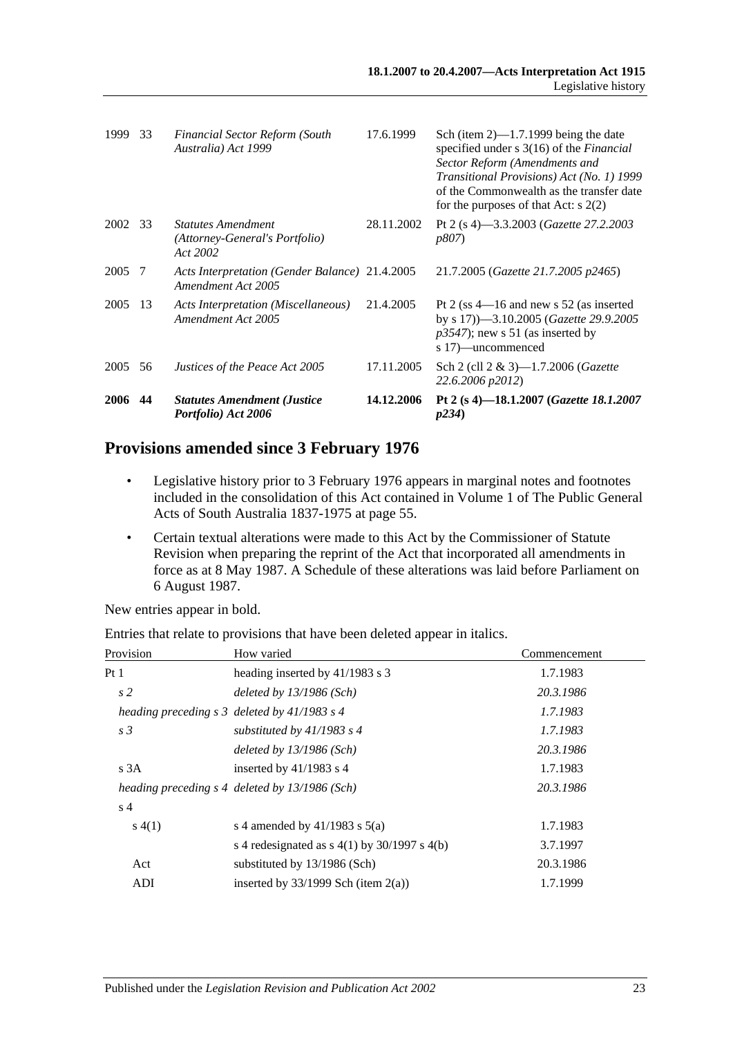| | | | | |
|---|---|---|---|---|
| 1999 | 33 | *Financial Sector Reform (South Australia) Act 1999* | 17.6.1999 | Sch (item 2)—1.7.1999 being the date specified under s 3(16) of the *Financial Sector Reform (Amendments and Transitional Provisions) Act (No. 1) 1999* of the Commonwealth as the transfer date for the purposes of that Act: s 2(2) |
| 2002 | 33 | *Statutes Amendment (Attorney-General's Portfolio) Act 2002* | 28.11.2002 | Pt 2 (s 4)—3.3.2003 (*Gazette 27.2.2003 p807*) |
| 2005 | 7 | *Acts Interpretation (Gender Balance) Amendment Act 2005* | 21.4.2005 | 21.7.2005 (*Gazette 21.7.2005 p2465*) |
| 2005 | 13 | *Acts Interpretation (Miscellaneous) Amendment Act 2005* | 21.4.2005 | Pt 2 (ss 4—16 and new s 52 (as inserted by s 17))—3.10.2005 (*Gazette 29.9.2005 p3547*); new s 51 (as inserted by s 17)—uncommenced |
| 2005 | 56 | *Justices of the Peace Act 2005* | 17.11.2005 | Sch 2 (cll 2 & 3)—1.7.2006 (*Gazette 22.6.2006 p2012*) |
| **2006** | **44** | ***Statutes Amendment (Justice Portfolio) Act 2006*** | **14.12.2006** | **Pt 2 (s 4)—18.1.2007 (*Gazette 18.1.2007 p234*)** |

## Provisions amended since 3 February 1976

- Legislative history prior to 3 February 1976 appears in marginal notes and footnotes included in the consolidation of this Act contained in Volume 1 of The Public General Acts of South Australia 1837-1975 at page 55.
- Certain textual alterations were made to this Act by the Commissioner of Statute Revision when preparing the reprint of the Act that incorporated all amendments in force as at 8 May 1987. A Schedule of these alterations was laid before Parliament on 6 August 1987.

New entries appear in bold.

Entries that relate to provisions that have been deleted appear in italics.

| Provision | How varied | Commencement |
|---|---|---|
| Pt 1 | heading inserted by 41/1983 s 3 | 1.7.1983 |
| *s 2* | *deleted by 13/1986 (Sch)* | *20.3.1986* |
| *heading preceding s 3* | *deleted by 41/1983 s 4* | *1.7.1983* |
| *s 3* | *substituted by 41/1983 s 4* | *1.7.1983* |
| | *deleted by 13/1986 (Sch)* | *20.3.1986* |
| s 3A | inserted by 41/1983 s 4 | 1.7.1983 |
| *heading preceding s 4* | *deleted by 13/1986 (Sch)* | *20.3.1986* |
| s 4 | | |
| s 4(1) | s 4 amended by 41/1983 s 5(a) | 1.7.1983 |
| | s 4 redesignated as s 4(1) by 30/1997 s 4(b) | 3.7.1997 |
| Act | substituted by 13/1986 (Sch) | 20.3.1986 |
| ADI | inserted by 33/1999 Sch (item 2(a)) | 1.7.1999 |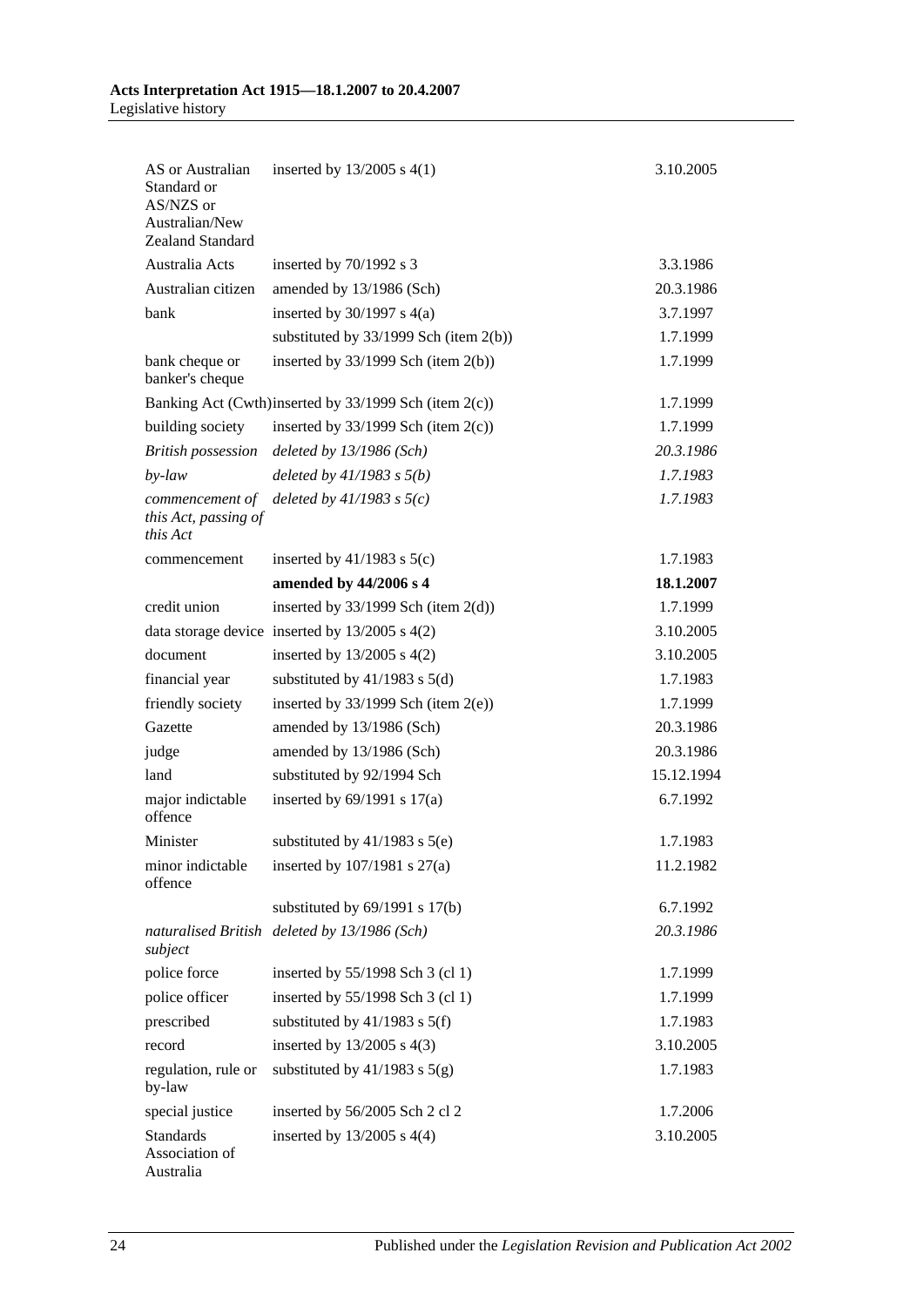| | | |
|---|---|---|
| AS or Australian Standard or AS/NZS or Australian/New Zealand Standard | inserted by 13/2005 s 4(1) | 3.10.2005 |
| Australia Acts | inserted by 70/1992 s 3 | 3.3.1986 |
| Australian citizen | amended by 13/1986 (Sch) | 20.3.1986 |
| bank | inserted by 30/1997 s 4(a) | 3.7.1997 |
| | substituted by 33/1999 Sch (item 2(b)) | 1.7.1999 |
| bank cheque or banker's cheque | inserted by 33/1999 Sch (item 2(b)) | 1.7.1999 |
| Banking Act (Cwth) | inserted by 33/1999 Sch (item 2(c)) | 1.7.1999 |
| building society | inserted by 33/1999 Sch (item 2(c)) | 1.7.1999 |
| *British possession* | *deleted by 13/1986 (Sch)* | *20.3.1986* |
| *by-law* | *deleted by 41/1983 s 5(b)* | *1.7.1983* |
| *commencement of this Act, passing of this Act* | *deleted by 41/1983 s 5(c)* | *1.7.1983* |
| commencement | inserted by 41/1983 s 5(c) | 1.7.1983 |
| | **amended by 44/2006 s 4** | **18.1.2007** |
| credit union | inserted by 33/1999 Sch (item 2(d)) | 1.7.1999 |
| data storage device | inserted by 13/2005 s 4(2) | 3.10.2005 |
| document | inserted by 13/2005 s 4(2) | 3.10.2005 |
| financial year | substituted by 41/1983 s 5(d) | 1.7.1983 |
| friendly society | inserted by 33/1999 Sch (item 2(e)) | 1.7.1999 |
| Gazette | amended by 13/1986 (Sch) | 20.3.1986 |
| judge | amended by 13/1986 (Sch) | 20.3.1986 |
| land | substituted by 92/1994 Sch | 15.12.1994 |
| major indictable offence | inserted by 69/1991 s 17(a) | 6.7.1992 |
| Minister | substituted by 41/1983 s 5(e) | 1.7.1983 |
| minor indictable offence | inserted by 107/1981 s 27(a) | 11.2.1982 |
| | substituted by 69/1991 s 17(b) | 6.7.1992 |
| *naturalised British subject* | *deleted by 13/1986 (Sch)* | *20.3.1986* |
| police force | inserted by 55/1998 Sch 3 (cl 1) | 1.7.1999 |
| police officer | inserted by 55/1998 Sch 3 (cl 1) | 1.7.1999 |
| prescribed | substituted by 41/1983 s 5(f) | 1.7.1983 |
| record | inserted by 13/2005 s 4(3) | 3.10.2005 |
| regulation, rule or by-law | substituted by 41/1983 s 5(g) | 1.7.1983 |
| special justice | inserted by 56/2005 Sch 2 cl 2 | 1.7.2006 |
| Standards Association of Australia | inserted by 13/2005 s 4(4) | 3.10.2005 |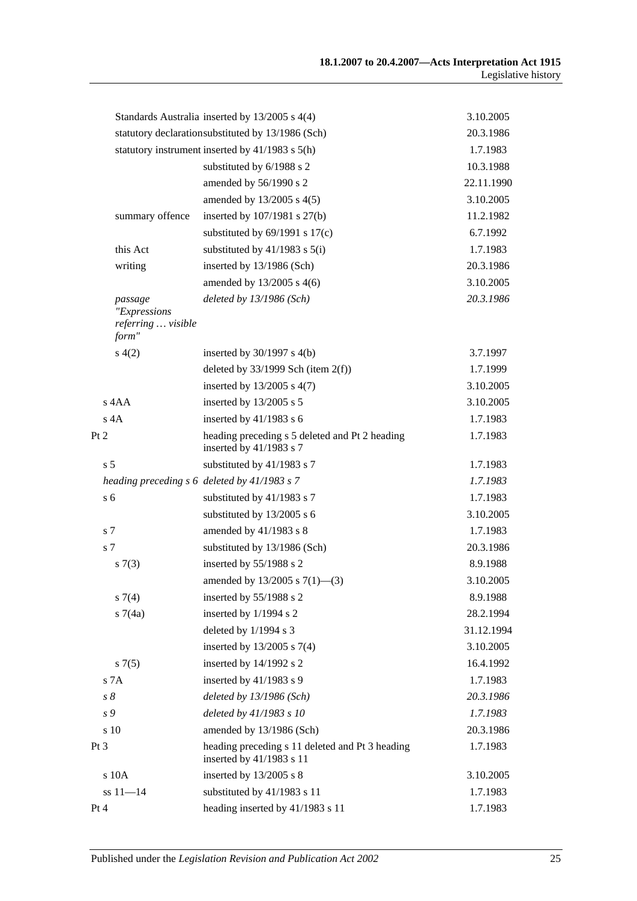| | | | |
|---|---|---|---|
| | Standards Australia | inserted by 13/2005 s 4(4) | 3.10.2005 |
| | statutory declaration | substituted by 13/1986 (Sch) | 20.3.1986 |
| | statutory instrument | inserted by 41/1983 s 5(h) | 1.7.1983 |
| | | substituted by 6/1988 s 2 | 10.3.1988 |
| | | amended by 56/1990 s 2 | 22.11.1990 |
| | | amended by 13/2005 s 4(5) | 3.10.2005 |
| | summary offence | inserted by 107/1981 s 27(b) | 11.2.1982 |
| | | substituted by 69/1991 s 17(c) | 6.7.1992 |
| | this Act | substituted by 41/1983 s 5(i) | 1.7.1983 |
| | writing | inserted by 13/1986 (Sch) | 20.3.1986 |
| | | amended by 13/2005 s 4(6) | 3.10.2005 |
| | *passage "Expressions referring … visible form"* | *deleted by 13/1986 (Sch)* | *20.3.1986* |
| | s 4(2) | inserted by 30/1997 s 4(b) | 3.7.1997 |
| | | deleted by 33/1999 Sch (item 2(f)) | 1.7.1999 |
| | | inserted by 13/2005 s 4(7) | 3.10.2005 |
| | s 4AA | inserted by 13/2005 s 5 | 3.10.2005 |
| | s 4A | inserted by 41/1983 s 6 | 1.7.1983 |
| Pt 2 | | heading preceding s 5 deleted and Pt 2 heading inserted by 41/1983 s 7 | 1.7.1983 |
| | s 5 | substituted by 41/1983 s 7 | 1.7.1983 |
| | *heading preceding s 6* | *deleted by 41/1983 s 7* | *1.7.1983* |
| | s 6 | substituted by 41/1983 s 7 | 1.7.1983 |
| | | substituted by 13/2005 s 6 | 3.10.2005 |
| | s 7 | amended by 41/1983 s 8 | 1.7.1983 |
| | s 7 | substituted by 13/1986 (Sch) | 20.3.1986 |
| | s 7(3) | inserted by 55/1988 s 2 | 8.9.1988 |
| | | amended by 13/2005 s 7(1)—(3) | 3.10.2005 |
| | s 7(4) | inserted by 55/1988 s 2 | 8.9.1988 |
| | s 7(4a) | inserted by 1/1994 s 2 | 28.2.1994 |
| | | deleted by 1/1994 s 3 | 31.12.1994 |
| | | inserted by 13/2005 s 7(4) | 3.10.2005 |
| | s 7(5) | inserted by 14/1992 s 2 | 16.4.1992 |
| | s 7A | inserted by 41/1983 s 9 | 1.7.1983 |
| | *s 8* | *deleted by 13/1986 (Sch)* | *20.3.1986* |
| | *s 9* | *deleted by 41/1983 s 10* | *1.7.1983* |
| | s 10 | amended by 13/1986 (Sch) | 20.3.1986 |
| Pt 3 | | heading preceding s 11 deleted and Pt 3 heading inserted by 41/1983 s 11 | 1.7.1983 |
| | s 10A | inserted by 13/2005 s 8 | 3.10.2005 |
| | ss 11—14 | substituted by 41/1983 s 11 | 1.7.1983 |
| Pt 4 | | heading inserted by 41/1983 s 11 | 1.7.1983 |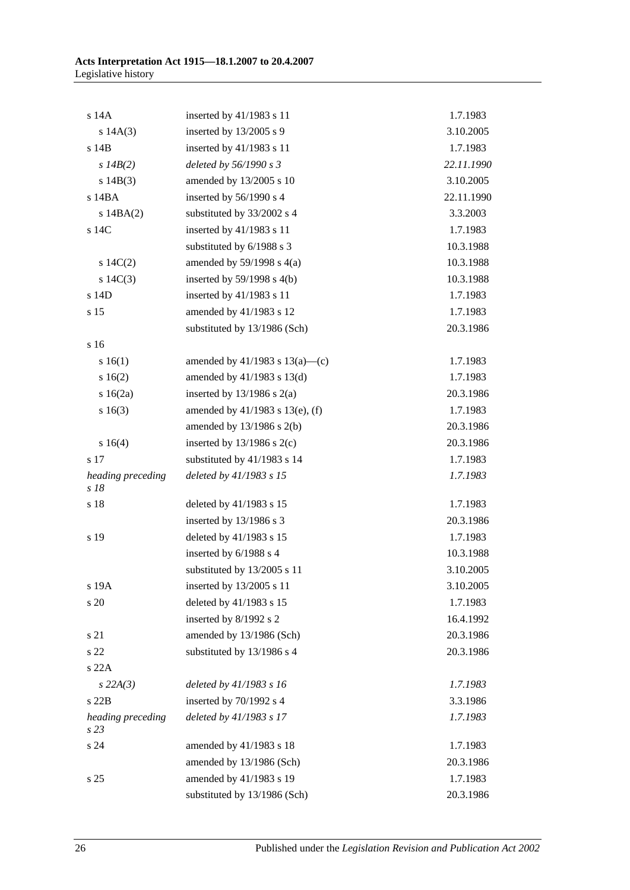| | | |
|---|---|---|
| s 14A | inserted by 41/1983 s 11 | 1.7.1983 |
| s 14A(3) | inserted by 13/2005 s 9 | 3.10.2005 |
| s 14B | inserted by 41/1983 s 11 | 1.7.1983 |
| *s 14B(2)* | *deleted by 56/1990 s 3* | *22.11.1990* |
| s 14B(3) | amended by 13/2005 s 10 | 3.10.2005 |
| s 14BA | inserted by 56/1990 s 4 | 22.11.1990 |
| s 14BA(2) | substituted by 33/2002 s 4 | 3.3.2003 |
| s 14C | inserted by 41/1983 s 11 | 1.7.1983 |
| | substituted by 6/1988 s 3 | 10.3.1988 |
| s 14C(2) | amended by 59/1998 s 4(a) | 10.3.1988 |
| s 14C(3) | inserted by 59/1998 s 4(b) | 10.3.1988 |
| s 14D | inserted by 41/1983 s 11 | 1.7.1983 |
| s 15 | amended by 41/1983 s 12 | 1.7.1983 |
| | substituted by 13/1986 (Sch) | 20.3.1986 |
| s 16 | | |
| s 16(1) | amended by 41/1983 s 13(a)—(c) | 1.7.1983 |
| s 16(2) | amended by 41/1983 s 13(d) | 1.7.1983 |
| s 16(2a) | inserted by 13/1986 s 2(a) | 20.3.1986 |
| s 16(3) | amended by 41/1983 s 13(e), (f) | 1.7.1983 |
| | amended by 13/1986 s 2(b) | 20.3.1986 |
| s 16(4) | inserted by 13/1986 s 2(c) | 20.3.1986 |
| s 17 | substituted by 41/1983 s 14 | 1.7.1983 |
| *heading preceding s 18* | *deleted by 41/1983 s 15* | *1.7.1983* |
| s 18 | deleted by 41/1983 s 15 | 1.7.1983 |
| | inserted by 13/1986 s 3 | 20.3.1986 |
| s 19 | deleted by 41/1983 s 15 | 1.7.1983 |
| | inserted by 6/1988 s 4 | 10.3.1988 |
| | substituted by 13/2005 s 11 | 3.10.2005 |
| s 19A | inserted by 13/2005 s 11 | 3.10.2005 |
| s 20 | deleted by 41/1983 s 15 | 1.7.1983 |
| | inserted by 8/1992 s 2 | 16.4.1992 |
| s 21 | amended by 13/1986 (Sch) | 20.3.1986 |
| s 22 | substituted by 13/1986 s 4 | 20.3.1986 |
| s 22A | | |
| *s 22A(3)* | *deleted by 41/1983 s 16* | *1.7.1983* |
| s 22B | inserted by 70/1992 s 4 | 3.3.1986 |
| *heading preceding s 23* | *deleted by 41/1983 s 17* | *1.7.1983* |
| s 24 | amended by 41/1983 s 18 | 1.7.1983 |
| | amended by 13/1986 (Sch) | 20.3.1986 |
| s 25 | amended by 41/1983 s 19 | 1.7.1983 |
| | substituted by 13/1986 (Sch) | 20.3.1986 |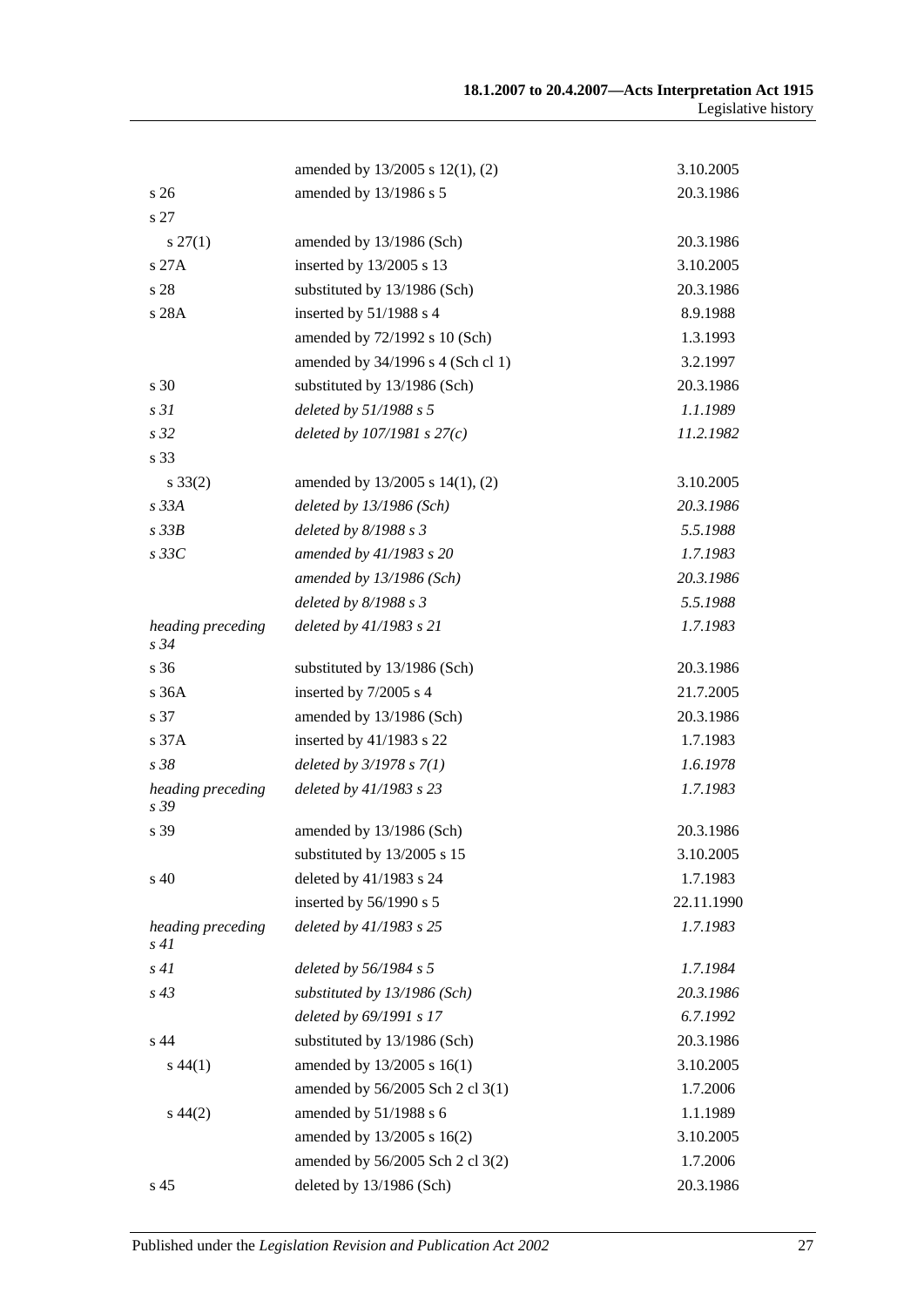| | | |
|---|---|---|
| | amended by 13/2005 s 12(1), (2) | 3.10.2005 |
| s 26 | amended by 13/1986 s 5 | 20.3.1986 |
| s 27 | | |
| s 27(1) | amended by 13/1986 (Sch) | 20.3.1986 |
| s 27A | inserted by 13/2005 s 13 | 3.10.2005 |
| s 28 | substituted by 13/1986 (Sch) | 20.3.1986 |
| s 28A | inserted by 51/1988 s 4 | 8.9.1988 |
| | amended by 72/1992 s 10 (Sch) | 1.3.1993 |
| | amended by 34/1996 s 4 (Sch cl 1) | 3.2.1997 |
| s 30 | substituted by 13/1986 (Sch) | 20.3.1986 |
| *s 31* | *deleted by 51/1988 s 5* | *1.1.1989* |
| *s 32* | *deleted by 107/1981 s 27(c)* | *11.2.1982* |
| s 33 | | |
| s 33(2) | amended by 13/2005 s 14(1), (2) | 3.10.2005 |
| *s 33A* | *deleted by 13/1986 (Sch)* | *20.3.1986* |
| *s 33B* | *deleted by 8/1988 s 3* | *5.5.1988* |
| *s 33C* | *amended by 41/1983 s 20* | *1.7.1983* |
| | *amended by 13/1986 (Sch)* | *20.3.1986* |
| | *deleted by 8/1988 s 3* | *5.5.1988* |
| *heading preceding s 34* | *deleted by 41/1983 s 21* | *1.7.1983* |
| s 36 | substituted by 13/1986 (Sch) | 20.3.1986 |
| s 36A | inserted by 7/2005 s 4 | 21.7.2005 |
| s 37 | amended by 13/1986 (Sch) | 20.3.1986 |
| s 37A | inserted by 41/1983 s 22 | 1.7.1983 |
| *s 38* | *deleted by 3/1978 s 7(1)* | *1.6.1978* |
| *heading preceding s 39* | *deleted by 41/1983 s 23* | *1.7.1983* |
| s 39 | amended by 13/1986 (Sch) | 20.3.1986 |
| | substituted by 13/2005 s 15 | 3.10.2005 |
| s 40 | deleted by 41/1983 s 24 | 1.7.1983 |
| | inserted by 56/1990 s 5 | 22.11.1990 |
| *heading preceding s 41* | *deleted by 41/1983 s 25* | *1.7.1983* |
| *s 41* | *deleted by 56/1984 s 5* | *1.7.1984* |
| *s 43* | *substituted by 13/1986 (Sch)* | *20.3.1986* |
| | *deleted by 69/1991 s 17* | *6.7.1992* |
| s 44 | substituted by 13/1986 (Sch) | 20.3.1986 |
| s 44(1) | amended by 13/2005 s 16(1) | 3.10.2005 |
| | amended by 56/2005 Sch 2 cl 3(1) | 1.7.2006 |
| s 44(2) | amended by 51/1988 s 6 | 1.1.1989 |
| | amended by 13/2005 s 16(2) | 3.10.2005 |
| | amended by 56/2005 Sch 2 cl 3(2) | 1.7.2006 |
| s 45 | deleted by 13/1986 (Sch) | 20.3.1986 |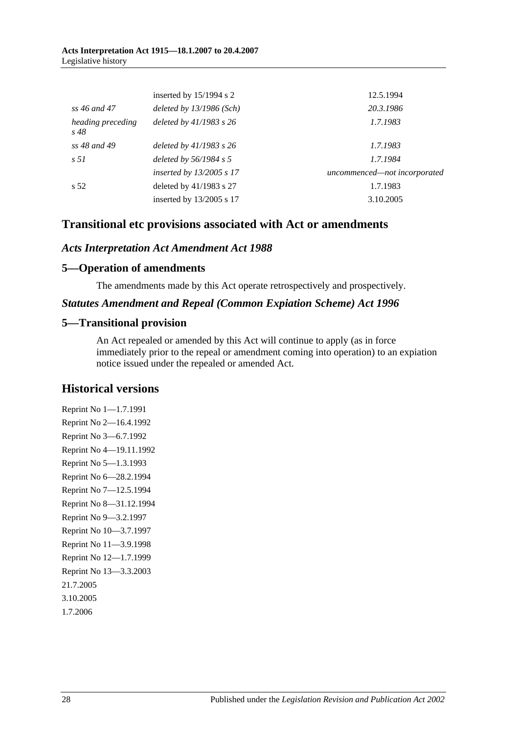| | | |
|---|---|---|
| | inserted by 15/1994 s 2 | 12.5.1994 |
| *ss 46 and 47* | *deleted by 13/1986 (Sch)* | *20.3.1986* |
| *heading preceding s 48* | *deleted by 41/1983 s 26* | *1.7.1983* |
| *ss 48 and 49* | *deleted by 41/1983 s 26* | *1.7.1983* |
| *s 51* | *deleted by 56/1984 s 5* | *1.7.1984* |
| | *inserted by 13/2005 s 17* | *uncommenced—not incorporated* |
| s 52 | deleted by 41/1983 s 27 | 1.7.1983 |
| | inserted by 13/2005 s 17 | 3.10.2005 |

## Transitional etc provisions associated with Act or amendments

### *Acts Interpretation Act Amendment Act 1988*

### 5—Operation of amendments

The amendments made by this Act operate retrospectively and prospectively.

### *Statutes Amendment and Repeal (Common Expiation Scheme) Act 1996*

### 5—Transitional provision

An Act repealed or amended by this Act will continue to apply (as in force immediately prior to the repeal or amendment coming into operation) to an expiation notice issued under the repealed or amended Act.

## Historical versions

Reprint No 1—1.7.1991
Reprint No 2—16.4.1992
Reprint No 3—6.7.1992
Reprint No 4—19.11.1992
Reprint No 5—1.3.1993
Reprint No 6—28.2.1994
Reprint No 7—12.5.1994
Reprint No 8—31.12.1994
Reprint No 9—3.2.1997
Reprint No 10—3.7.1997
Reprint No 11—3.9.1998
Reprint No 12—1.7.1999
Reprint No 13—3.3.2003
21.7.2005
3.10.2005
1.7.2006